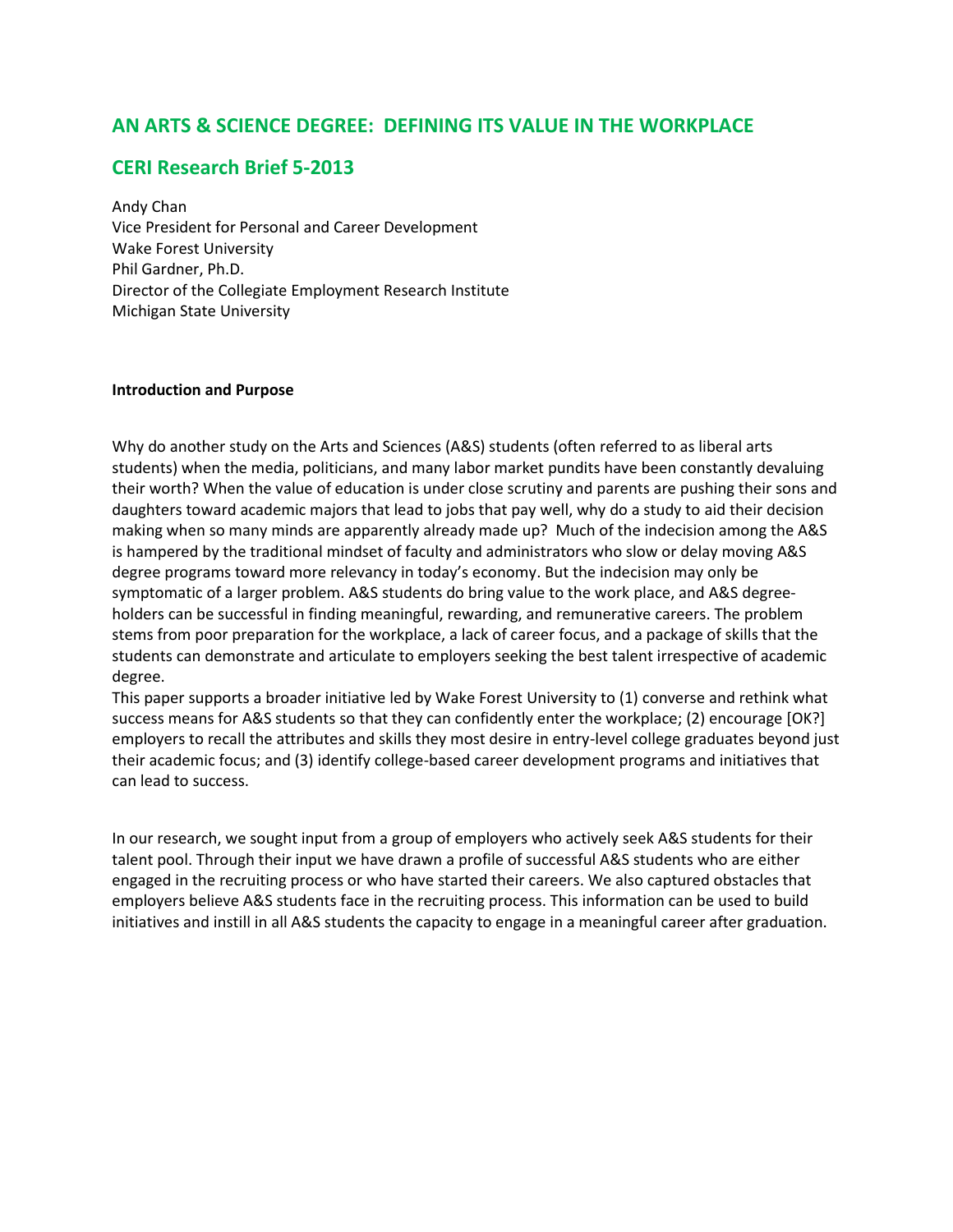## AN ARTS & SCIENCE DEGREE: DEFINING ITS VALUE IN THE WORKPLACE

## CERI Research Brief 5-2013

Andy Chan
Vice President for Personal and Career Development
Wake Forest University
Phil Gardner, Ph.D.
Director of the Collegiate Employment Research Institute
Michigan State University

**Introduction and Purpose**

Why do another study on the Arts and Sciences (A&S) students (often referred to as liberal arts students) when the media, politicians, and many labor market pundits have been constantly devaluing their worth? When the value of education is under close scrutiny and parents are pushing their sons and daughters toward academic majors that lead to jobs that pay well, why do a study to aid their decision making when so many minds are apparently already made up? Much of the indecision among the A&S is hampered by the traditional mindset of faculty and administrators who slow or delay moving A&S degree programs toward more relevancy in today's economy. But the indecision may only be symptomatic of a larger problem. A&S students do bring value to the work place, and A&S degree-holders can be successful in finding meaningful, rewarding, and remunerative careers. The problem stems from poor preparation for the workplace, a lack of career focus, and a package of skills that the students can demonstrate and articulate to employers seeking the best talent irrespective of academic degree.

This paper supports a broader initiative led by Wake Forest University to (1) converse and rethink what success means for A&S students so that they can confidently enter the workplace; (2) encourage [OK?] employers to recall the attributes and skills they most desire in entry-level college graduates beyond just their academic focus; and (3) identify college-based career development programs and initiatives that can lead to success.

In our research, we sought input from a group of employers who actively seek A&S students for their talent pool. Through their input we have drawn a profile of successful A&S students who are either engaged in the recruiting process or who have started their careers. We also captured obstacles that employers believe A&S students face in the recruiting process. This information can be used to build initiatives and instill in all A&S students the capacity to engage in a meaningful career after graduation.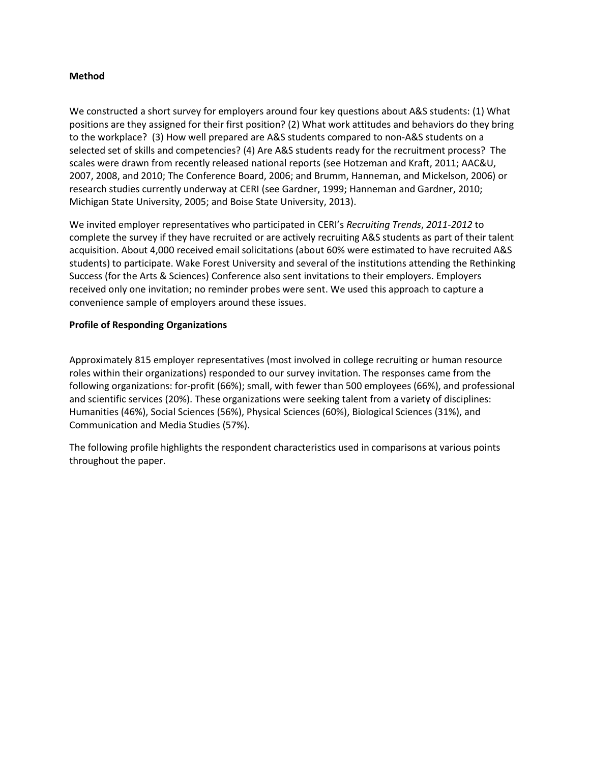**Method**

We constructed a short survey for employers around four key questions about A&S students: (1) What positions are they assigned for their first position? (2) What work attitudes and behaviors do they bring to the workplace? (3) How well prepared are A&S students compared to non-A&S students on a selected set of skills and competencies? (4) Are A&S students ready for the recruitment process? The scales were drawn from recently released national reports (see Hotzeman and Kraft, 2011; AAC&U, 2007, 2008, and 2010; The Conference Board, 2006; and Brumm, Hanneman, and Mickelson, 2006) or research studies currently underway at CERI (see Gardner, 1999; Hanneman and Gardner, 2010; Michigan State University, 2005; and Boise State University, 2013).

We invited employer representatives who participated in CERI's *Recruiting Trends*, *2011-2012* to complete the survey if they have recruited or are actively recruiting A&S students as part of their talent acquisition. About 4,000 received email solicitations (about 60% were estimated to have recruited A&S students) to participate. Wake Forest University and several of the institutions attending the Rethinking Success (for the Arts & Sciences) Conference also sent invitations to their employers. Employers received only one invitation; no reminder probes were sent. We used this approach to capture a convenience sample of employers around these issues.

**Profile of Responding Organizations**

Approximately 815 employer representatives (most involved in college recruiting or human resource roles within their organizations) responded to our survey invitation. The responses came from the following organizations: for-profit (66%); small, with fewer than 500 employees (66%), and professional and scientific services (20%). These organizations were seeking talent from a variety of disciplines: Humanities (46%), Social Sciences (56%), Physical Sciences (60%), Biological Sciences (31%), and Communication and Media Studies (57%).

The following profile highlights the respondent characteristics used in comparisons at various points throughout the paper.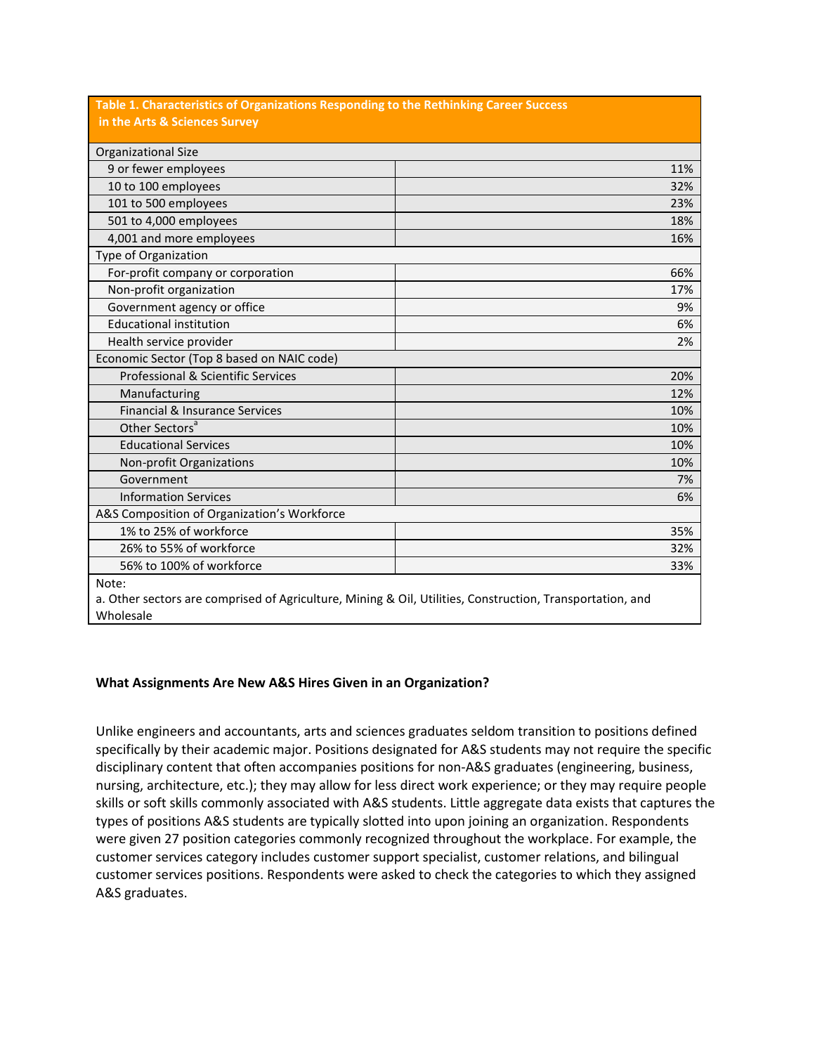| Table 1. Characteristics of Organizations Responding to the Rethinking Career Success in the Arts & Sciences Survey | |
|---|---|
| Organizational Size | |
| 9 or fewer employees | 11% |
| 10 to 100 employees | 32% |
| 101 to 500 employees | 23% |
| 501 to 4,000 employees | 18% |
| 4,001 and more employees | 16% |
| Type of Organization | |
| For-profit company or corporation | 66% |
| Non-profit organization | 17% |
| Government agency or office | 9% |
| Educational institution | 6% |
| Health service provider | 2% |
| Economic Sector (Top 8 based on NAIC code) | |
| Professional & Scientific Services | 20% |
| Manufacturing | 12% |
| Financial & Insurance Services | 10% |
| Other Sectors[a] | 10% |
| Educational Services | 10% |
| Non-profit Organizations | 10% |
| Government | 7% |
| Information Services | 6% |
| A&S Composition of Organization's Workforce | |
| 1% to 25% of workforce | 35% |
| 26% to 55% of workforce | 32% |
| 56% to 100% of workforce | 33% |

Note:
a. Other sectors are comprised of Agriculture, Mining & Oil, Utilities, Construction, Transportation, and Wholesale

**What Assignments Are New A&S Hires Given in an Organization?**

Unlike engineers and accountants, arts and sciences graduates seldom transition to positions defined specifically by their academic major. Positions designated for A&S students may not require the specific disciplinary content that often accompanies positions for non-A&S graduates (engineering, business, nursing, architecture, etc.); they may allow for less direct work experience; or they may require people skills or soft skills commonly associated with A&S students. Little aggregate data exists that captures the types of positions A&S students are typically slotted into upon joining an organization. Respondents were given 27 position categories commonly recognized throughout the workplace. For example, the customer services category includes customer support specialist, customer relations, and bilingual customer services positions. Respondents were asked to check the categories to which they assigned A&S graduates.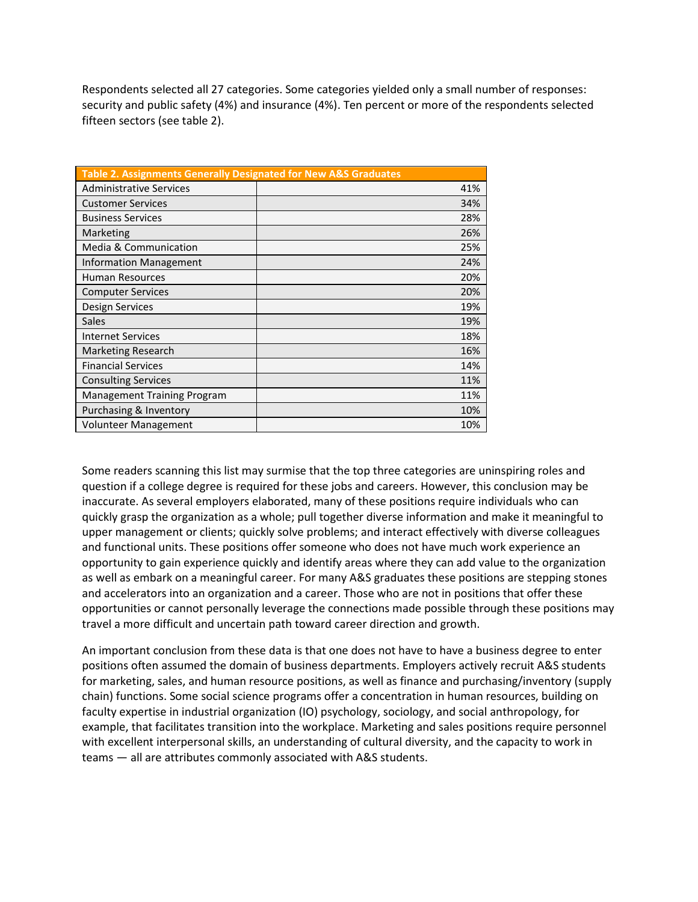Respondents selected all 27 categories. Some categories yielded only a small number of responses: security and public safety (4%) and insurance (4%). Ten percent or more of the respondents selected fifteen sectors (see table 2).

| Table 2. Assignments Generally Designated for New A&S Graduates | |
|---|---|
| Administrative Services | 41% |
| Customer Services | 34% |
| Business Services | 28% |
| Marketing | 26% |
| Media & Communication | 25% |
| Information Management | 24% |
| Human Resources | 20% |
| Computer Services | 20% |
| Design Services | 19% |
| Sales | 19% |
| Internet Services | 18% |
| Marketing Research | 16% |
| Financial Services | 14% |
| Consulting Services | 11% |
| Management Training Program | 11% |
| Purchasing & Inventory | 10% |
| Volunteer Management | 10% |

Some readers scanning this list may surmise that the top three categories are uninspiring roles and question if a college degree is required for these jobs and careers. However, this conclusion may be inaccurate. As several employers elaborated, many of these positions require individuals who can quickly grasp the organization as a whole; pull together diverse information and make it meaningful to upper management or clients; quickly solve problems; and interact effectively with diverse colleagues and functional units. These positions offer someone who does not have much work experience an opportunity to gain experience quickly and identify areas where they can add value to the organization as well as embark on a meaningful career. For many A&S graduates these positions are stepping stones and accelerators into an organization and a career. Those who are not in positions that offer these opportunities or cannot personally leverage the connections made possible through these positions may travel a more difficult and uncertain path toward career direction and growth.

An important conclusion from these data is that one does not have to have a business degree to enter positions often assumed the domain of business departments. Employers actively recruit A&S students for marketing, sales, and human resource positions, as well as finance and purchasing/inventory (supply chain) functions. Some social science programs offer a concentration in human resources, building on faculty expertise in industrial organization (IO) psychology, sociology, and social anthropology, for example, that facilitates transition into the workplace. Marketing and sales positions require personnel with excellent interpersonal skills, an understanding of cultural diversity, and the capacity to work in teams — all are attributes commonly associated with A&S students.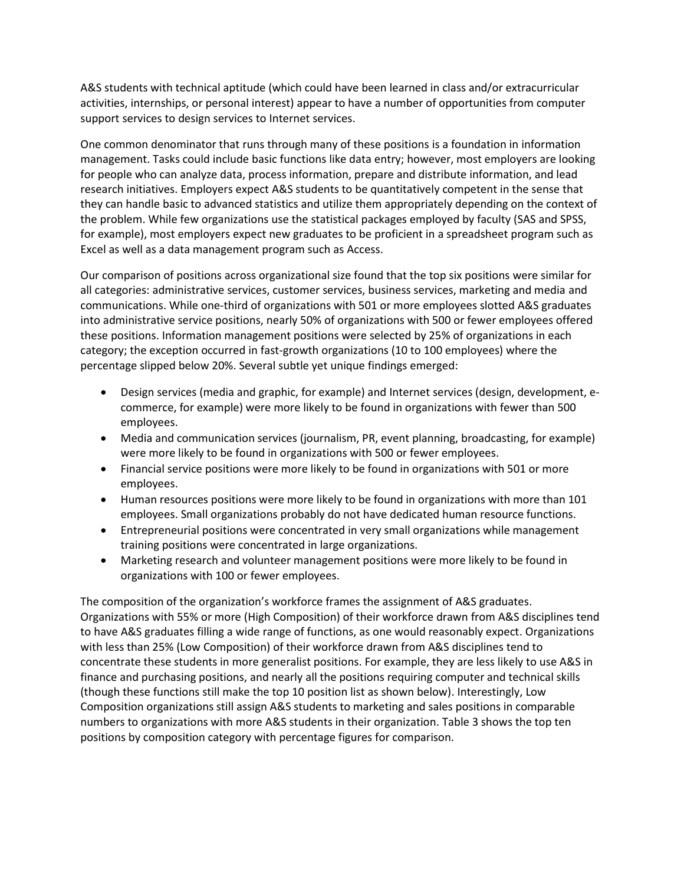A&S students with technical aptitude (which could have been learned in class and/or extracurricular activities, internships, or personal interest) appear to have a number of opportunities from computer support services to design services to Internet services.

One common denominator that runs through many of these positions is a foundation in information management. Tasks could include basic functions like data entry; however, most employers are looking for people who can analyze data, process information, prepare and distribute information, and lead research initiatives. Employers expect A&S students to be quantitatively competent in the sense that they can handle basic to advanced statistics and utilize them appropriately depending on the context of the problem. While few organizations use the statistical packages employed by faculty (SAS and SPSS, for example), most employers expect new graduates to be proficient in a spreadsheet program such as Excel as well as a data management program such as Access.

Our comparison of positions across organizational size found that the top six positions were similar for all categories: administrative services, customer services, business services, marketing and media and communications. While one-third of organizations with 501 or more employees slotted A&S graduates into administrative service positions, nearly 50% of organizations with 500 or fewer employees offered these positions. Information management positions were selected by 25% of organizations in each category; the exception occurred in fast-growth organizations (10 to 100 employees) where the percentage slipped below 20%. Several subtle yet unique findings emerged:

- Design services (media and graphic, for example) and Internet services (design, development, e-commerce, for example) were more likely to be found in organizations with fewer than 500 employees.
- Media and communication services (journalism, PR, event planning, broadcasting, for example) were more likely to be found in organizations with 500 or fewer employees.
- Financial service positions were more likely to be found in organizations with 501 or more employees.
- Human resources positions were more likely to be found in organizations with more than 101 employees. Small organizations probably do not have dedicated human resource functions.
- Entrepreneurial positions were concentrated in very small organizations while management training positions were concentrated in large organizations.
- Marketing research and volunteer management positions were more likely to be found in organizations with 100 or fewer employees.

The composition of the organization's workforce frames the assignment of A&S graduates. Organizations with 55% or more (High Composition) of their workforce drawn from A&S disciplines tend to have A&S graduates filling a wide range of functions, as one would reasonably expect. Organizations with less than 25% (Low Composition) of their workforce drawn from A&S disciplines tend to concentrate these students in more generalist positions. For example, they are less likely to use A&S in finance and purchasing positions, and nearly all the positions requiring computer and technical skills (though these functions still make the top 10 position list as shown below). Interestingly, Low Composition organizations still assign A&S students to marketing and sales positions in comparable numbers to organizations with more A&S students in their organization. Table 3 shows the top ten positions by composition category with percentage figures for comparison.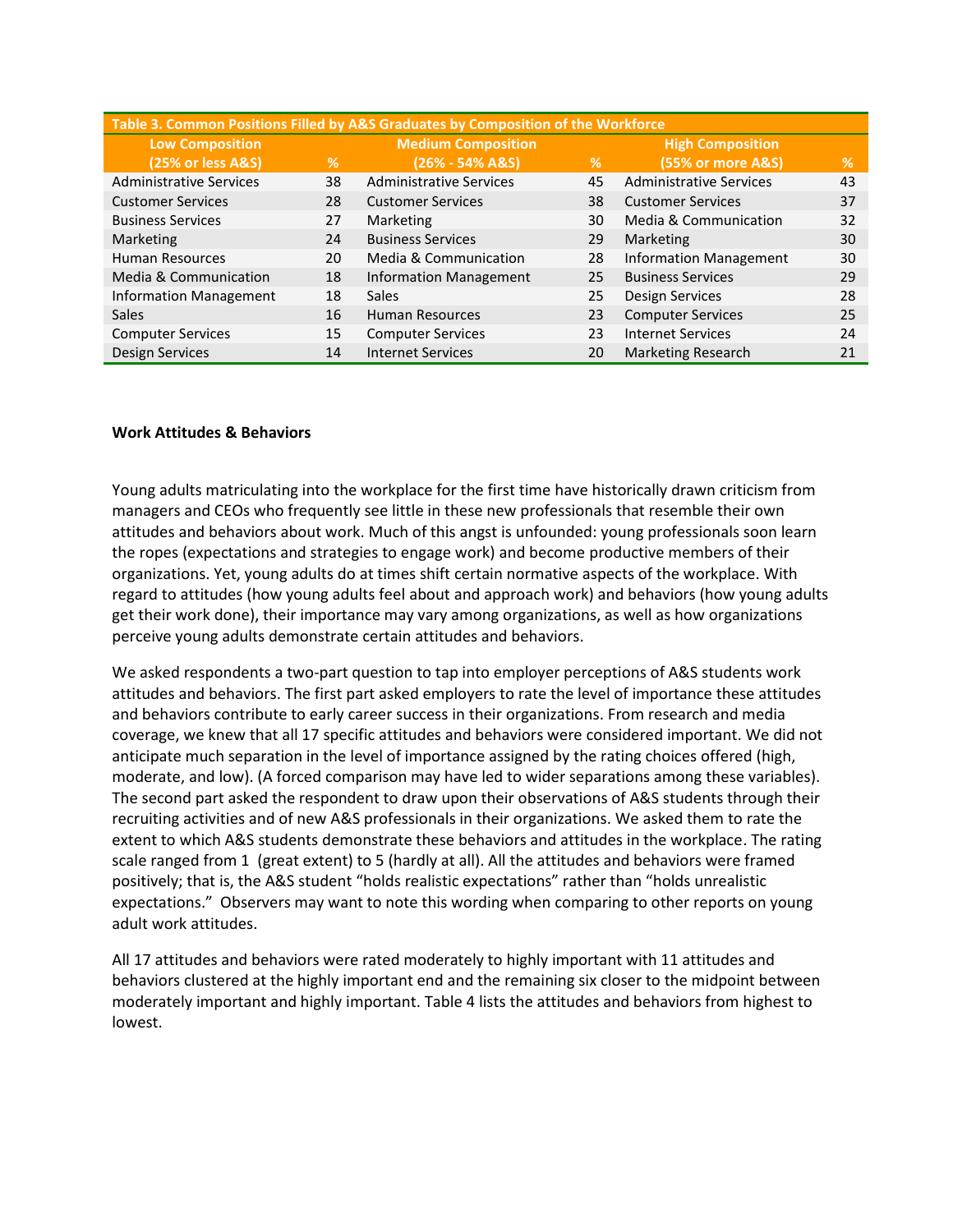**Table 3. Common Positions Filled by A&S Graduates by Composition of the Workforce**

| Low Composition (25% or less A&S) | % | Medium Composition (26% - 54% A&S) | % | High Composition (55% or more A&S) | % |
|---|---|---|---|---|---|
| Administrative Services | 38 | Administrative Services | 45 | Administrative Services | 43 |
| Customer Services | 28 | Customer Services | 38 | Customer Services | 37 |
| Business Services | 27 | Marketing | 30 | Media & Communication | 32 |
| Marketing | 24 | Business Services | 29 | Marketing | 30 |
| Human Resources | 20 | Media & Communication | 28 | Information Management | 30 |
| Media & Communication | 18 | Information Management | 25 | Business Services | 29 |
| Information Management | 18 | Sales | 25 | Design Services | 28 |
| Sales | 16 | Human Resources | 23 | Computer Services | 25 |
| Computer Services | 15 | Computer Services | 23 | Internet Services | 24 |
| Design Services | 14 | Internet Services | 20 | Marketing Research | 21 |

**Work Attitudes & Behaviors**

Young adults matriculating into the workplace for the first time have historically drawn criticism from managers and CEOs who frequently see little in these new professionals that resemble their own attitudes and behaviors about work. Much of this angst is unfounded: young professionals soon learn the ropes (expectations and strategies to engage work) and become productive members of their organizations. Yet, young adults do at times shift certain normative aspects of the workplace. With regard to attitudes (how young adults feel about and approach work) and behaviors (how young adults get their work done), their importance may vary among organizations, as well as how organizations perceive young adults demonstrate certain attitudes and behaviors.

We asked respondents a two-part question to tap into employer perceptions of A&S students work attitudes and behaviors. The first part asked employers to rate the level of importance these attitudes and behaviors contribute to early career success in their organizations. From research and media coverage, we knew that all 17 specific attitudes and behaviors were considered important. We did not anticipate much separation in the level of importance assigned by the rating choices offered (high, moderate, and low). (A forced comparison may have led to wider separations among these variables). The second part asked the respondent to draw upon their observations of A&S students through their recruiting activities and of new A&S professionals in their organizations. We asked them to rate the extent to which A&S students demonstrate these behaviors and attitudes in the workplace. The rating scale ranged from 1 (great extent) to 5 (hardly at all). All the attitudes and behaviors were framed positively; that is, the A&S student "holds realistic expectations" rather than "holds unrealistic expectations." Observers may want to note this wording when comparing to other reports on young adult work attitudes.

All 17 attitudes and behaviors were rated moderately to highly important with 11 attitudes and behaviors clustered at the highly important end and the remaining six closer to the midpoint between moderately important and highly important. Table 4 lists the attitudes and behaviors from highest to lowest.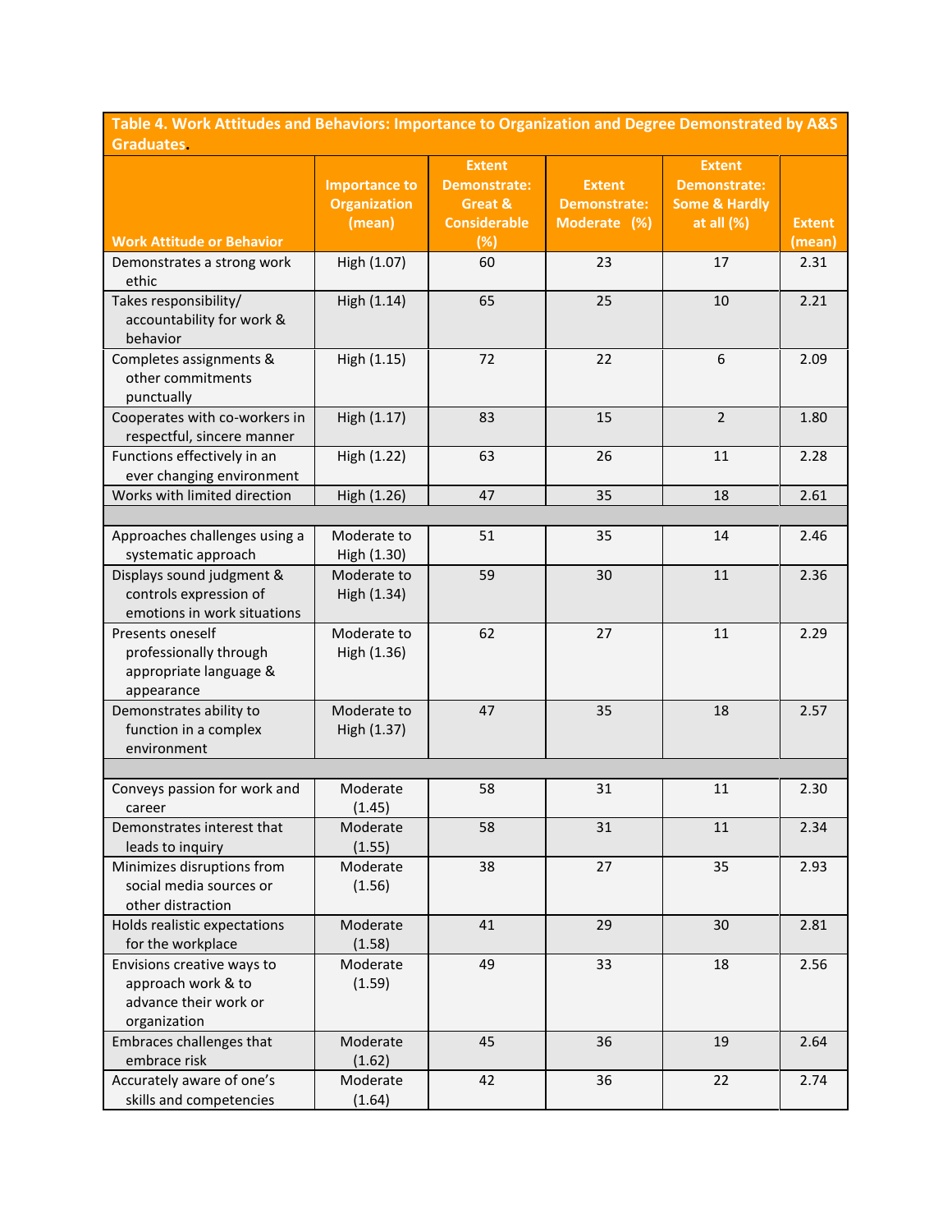**Table 4. Work Attitudes and Behaviors: Importance to Organization and Degree Demonstrated by A&S Graduates.**

| Work Attitude or Behavior | Importance to Organization (mean) | Extent Demonstrate: Great & Considerable (%) | Extent Demonstrate: Moderate (%) | Extent Demonstrate: Some & Hardly at all (%) | Extent (mean) |
|---|---|---|---|---|---|
| Demonstrates a strong work ethic | High (1.07) | 60 | 23 | 17 | 2.31 |
| Takes responsibility/ accountability for work & behavior | High (1.14) | 65 | 25 | 10 | 2.21 |
| Completes assignments & other commitments punctually | High (1.15) | 72 | 22 | 6 | 2.09 |
| Cooperates with co-workers in respectful, sincere manner | High (1.17) | 83 | 15 | 2 | 1.80 |
| Functions effectively in an ever changing environment | High (1.22) | 63 | 26 | 11 | 2.28 |
| Works with limited direction | High (1.26) | 47 | 35 | 18 | 2.61 |
| | | | | | |
| Approaches challenges using a systematic approach | Moderate to High (1.30) | 51 | 35 | 14 | 2.46 |
| Displays sound judgment & controls expression of emotions in work situations | Moderate to High (1.34) | 59 | 30 | 11 | 2.36 |
| Presents oneself professionally through appropriate language & appearance | Moderate to High (1.36) | 62 | 27 | 11 | 2.29 |
| Demonstrates ability to function in a complex environment | Moderate to High (1.37) | 47 | 35 | 18 | 2.57 |
| | | | | | |
| Conveys passion for work and career | Moderate (1.45) | 58 | 31 | 11 | 2.30 |
| Demonstrates interest that leads to inquiry | Moderate (1.55) | 58 | 31 | 11 | 2.34 |
| Minimizes disruptions from social media sources or other distraction | Moderate (1.56) | 38 | 27 | 35 | 2.93 |
| Holds realistic expectations for the workplace | Moderate (1.58) | 41 | 29 | 30 | 2.81 |
| Envisions creative ways to approach work & to advance their work or organization | Moderate (1.59) | 49 | 33 | 18 | 2.56 |
| Embraces challenges that embrace risk | Moderate (1.62) | 45 | 36 | 19 | 2.64 |
| Accurately aware of one's skills and competencies | Moderate (1.64) | 42 | 36 | 22 | 2.74 |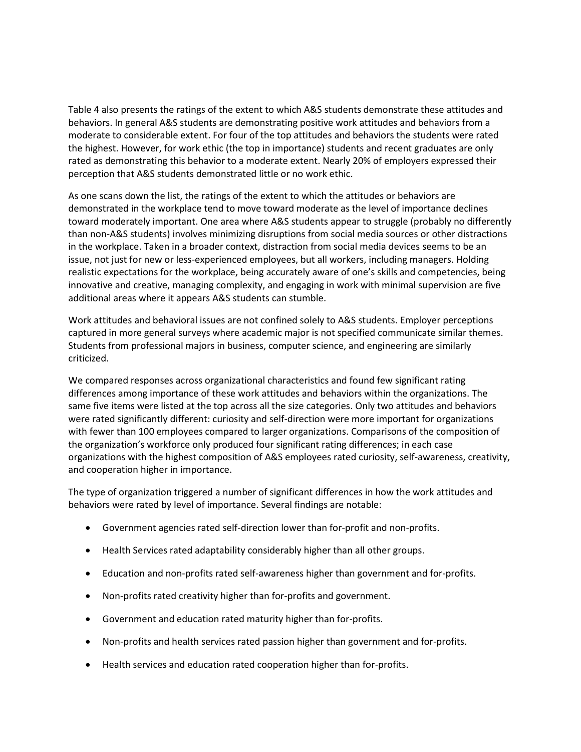Table 4 also presents the ratings of the extent to which A&S students demonstrate these attitudes and behaviors. In general A&S students are demonstrating positive work attitudes and behaviors from a moderate to considerable extent. For four of the top attitudes and behaviors the students were rated the highest. However, for work ethic (the top in importance) students and recent graduates are only rated as demonstrating this behavior to a moderate extent. Nearly 20% of employers expressed their perception that A&S students demonstrated little or no work ethic.

As one scans down the list, the ratings of the extent to which the attitudes or behaviors are demonstrated in the workplace tend to move toward moderate as the level of importance declines toward moderately important. One area where A&S students appear to struggle (probably no differently than non-A&S students) involves minimizing disruptions from social media sources or other distractions in the workplace. Taken in a broader context, distraction from social media devices seems to be an issue, not just for new or less-experienced employees, but all workers, including managers. Holding realistic expectations for the workplace, being accurately aware of one's skills and competencies, being innovative and creative, managing complexity, and engaging in work with minimal supervision are five additional areas where it appears A&S students can stumble.

Work attitudes and behavioral issues are not confined solely to A&S students. Employer perceptions captured in more general surveys where academic major is not specified communicate similar themes. Students from professional majors in business, computer science, and engineering are similarly criticized.

We compared responses across organizational characteristics and found few significant rating differences among importance of these work attitudes and behaviors within the organizations. The same five items were listed at the top across all the size categories. Only two attitudes and behaviors were rated significantly different: curiosity and self-direction were more important for organizations with fewer than 100 employees compared to larger organizations. Comparisons of the composition of the organization's workforce only produced four significant rating differences; in each case organizations with the highest composition of A&S employees rated curiosity, self-awareness, creativity, and cooperation higher in importance.

The type of organization triggered a number of significant differences in how the work attitudes and behaviors were rated by level of importance. Several findings are notable:

- Government agencies rated self-direction lower than for-profit and non-profits.
- Health Services rated adaptability considerably higher than all other groups.
- Education and non-profits rated self-awareness higher than government and for-profits.
- Non-profits rated creativity higher than for-profits and government.
- Government and education rated maturity higher than for-profits.
- Non-profits and health services rated passion higher than government and for-profits.
- Health services and education rated cooperation higher than for-profits.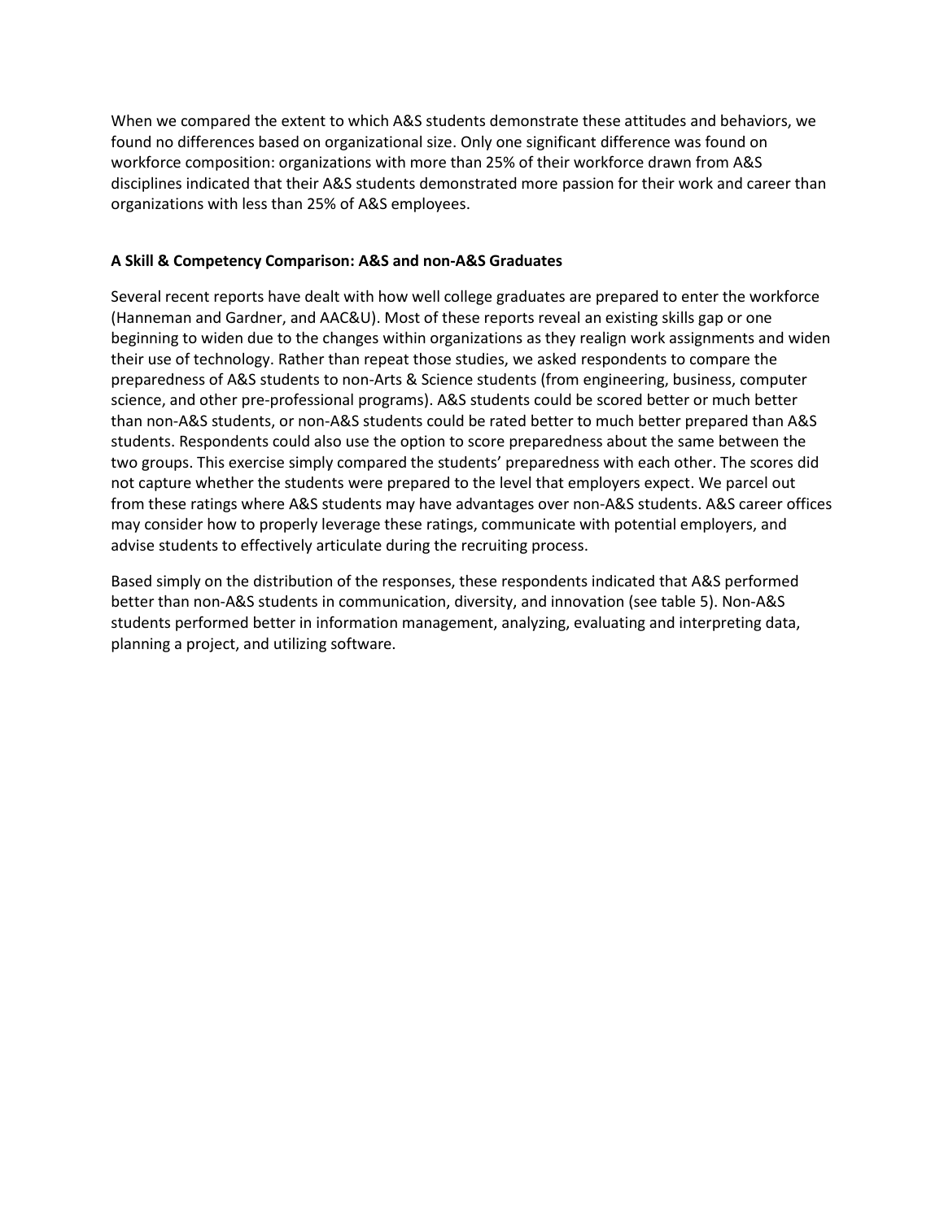When we compared the extent to which A&S students demonstrate these attitudes and behaviors, we found no differences based on organizational size. Only one significant difference was found on workforce composition: organizations with more than 25% of their workforce drawn from A&S disciplines indicated that their A&S students demonstrated more passion for their work and career than organizations with less than 25% of A&S employees.

### A Skill & Competency Comparison: A&S and non-A&S Graduates

Several recent reports have dealt with how well college graduates are prepared to enter the workforce (Hanneman and Gardner, and AAC&U). Most of these reports reveal an existing skills gap or one beginning to widen due to the changes within organizations as they realign work assignments and widen their use of technology. Rather than repeat those studies, we asked respondents to compare the preparedness of A&S students to non-Arts & Science students (from engineering, business, computer science, and other pre-professional programs). A&S students could be scored better or much better than non-A&S students, or non-A&S students could be rated better to much better prepared than A&S students. Respondents could also use the option to score preparedness about the same between the two groups. This exercise simply compared the students' preparedness with each other. The scores did not capture whether the students were prepared to the level that employers expect. We parcel out from these ratings where A&S students may have advantages over non-A&S students. A&S career offices may consider how to properly leverage these ratings, communicate with potential employers, and advise students to effectively articulate during the recruiting process.

Based simply on the distribution of the responses, these respondents indicated that A&S performed better than non-A&S students in communication, diversity, and innovation (see table 5). Non-A&S students performed better in information management, analyzing, evaluating and interpreting data, planning a project, and utilizing software.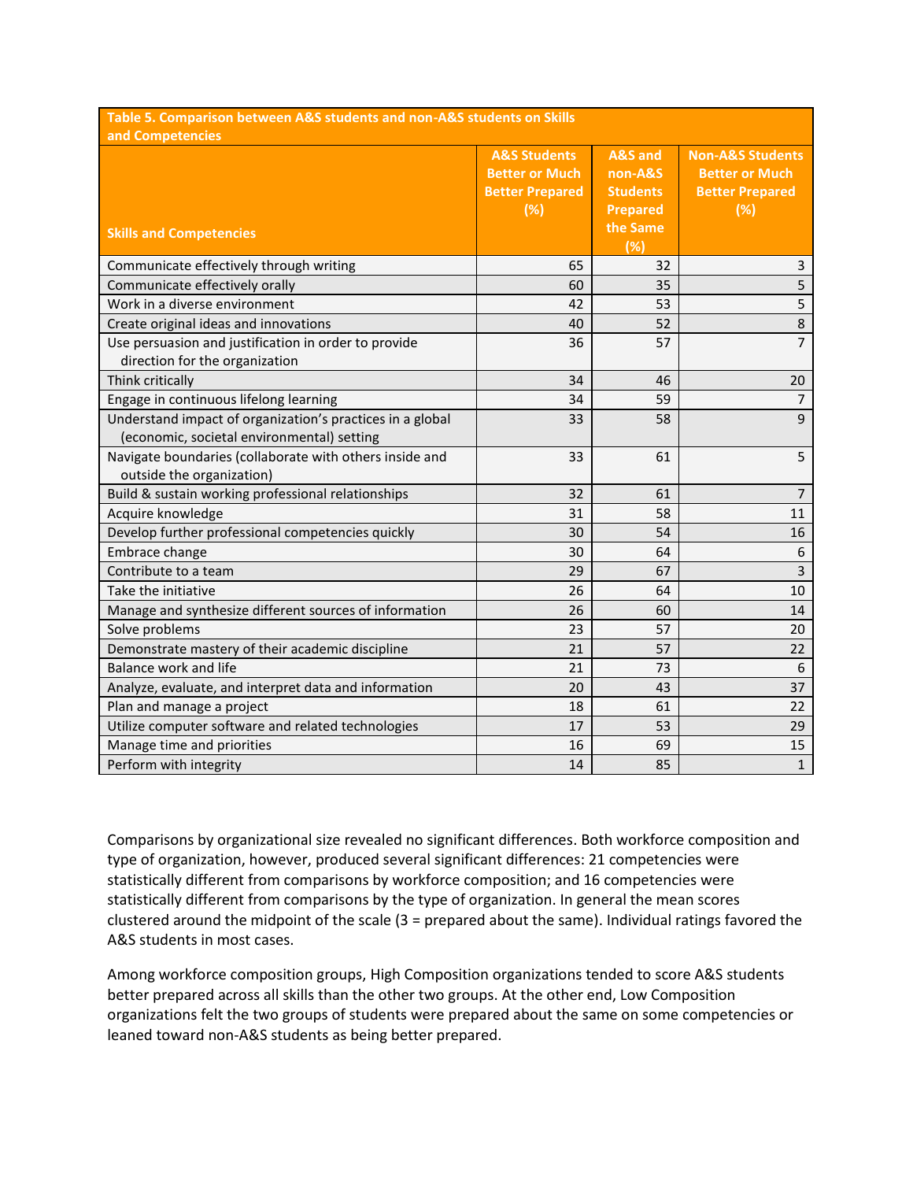**Table 5. Comparison between A&S students and non-A&S students on Skills and Competencies**

| Skills and Competencies | A&S Students Better or Much Better Prepared (%) | A&S and non-A&S Students Prepared the Same (%) | Non-A&S Students Better or Much Better Prepared (%) |
|---|---|---|---|
| Communicate effectively through writing | 65 | 32 | 3 |
| Communicate effectively orally | 60 | 35 | 5 |
| Work in a diverse environment | 42 | 53 | 5 |
| Create original ideas and innovations | 40 | 52 | 8 |
| Use persuasion and justification in order to provide direction for the organization | 36 | 57 | 7 |
| Think critically | 34 | 46 | 20 |
| Engage in continuous lifelong learning | 34 | 59 | 7 |
| Understand impact of organization's practices in a global (economic, societal environmental) setting | 33 | 58 | 9 |
| Navigate boundaries (collaborate with others inside and outside the organization) | 33 | 61 | 5 |
| Build & sustain working professional relationships | 32 | 61 | 7 |
| Acquire knowledge | 31 | 58 | 11 |
| Develop further professional competencies quickly | 30 | 54 | 16 |
| Embrace change | 30 | 64 | 6 |
| Contribute to a team | 29 | 67 | 3 |
| Take the initiative | 26 | 64 | 10 |
| Manage and synthesize different sources of information | 26 | 60 | 14 |
| Solve problems | 23 | 57 | 20 |
| Demonstrate mastery of their academic discipline | 21 | 57 | 22 |
| Balance work and life | 21 | 73 | 6 |
| Analyze, evaluate, and interpret data and information | 20 | 43 | 37 |
| Plan and manage a project | 18 | 61 | 22 |
| Utilize computer software and related technologies | 17 | 53 | 29 |
| Manage time and priorities | 16 | 69 | 15 |
| Perform with integrity | 14 | 85 | 1 |

Comparisons by organizational size revealed no significant differences. Both workforce composition and type of organization, however, produced several significant differences: 21 competencies were statistically different from comparisons by workforce composition; and 16 competencies were statistically different from comparisons by the type of organization. In general the mean scores clustered around the midpoint of the scale (3 = prepared about the same). Individual ratings favored the A&S students in most cases.

Among workforce composition groups, High Composition organizations tended to score A&S students better prepared across all skills than the other two groups. At the other end, Low Composition organizations felt the two groups of students were prepared about the same on some competencies or leaned toward non-A&S students as being better prepared.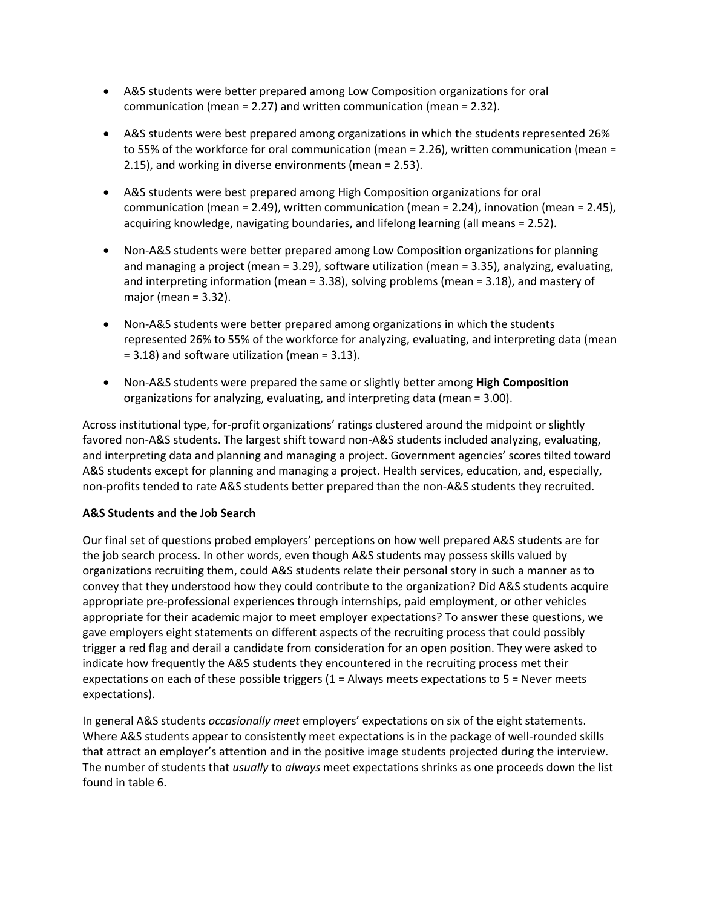- A&S students were better prepared among Low Composition organizations for oral communication (mean = 2.27) and written communication (mean = 2.32).

- A&S students were best prepared among organizations in which the students represented 26% to 55% of the workforce for oral communication (mean = 2.26), written communication (mean = 2.15), and working in diverse environments (mean = 2.53).

- A&S students were best prepared among High Composition organizations for oral communication (mean = 2.49), written communication (mean = 2.24), innovation (mean = 2.45), acquiring knowledge, navigating boundaries, and lifelong learning (all means = 2.52).

- Non-A&S students were better prepared among Low Composition organizations for planning and managing a project (mean = 3.29), software utilization (mean = 3.35), analyzing, evaluating, and interpreting information (mean = 3.38), solving problems (mean = 3.18), and mastery of major (mean = 3.32).

- Non-A&S students were better prepared among organizations in which the students represented 26% to 55% of the workforce for analyzing, evaluating, and interpreting data (mean = 3.18) and software utilization (mean = 3.13).

- Non-A&S students were prepared the same or slightly better among **High Composition** organizations for analyzing, evaluating, and interpreting data (mean = 3.00).

Across institutional type, for-profit organizations' ratings clustered around the midpoint or slightly favored non-A&S students. The largest shift toward non-A&S students included analyzing, evaluating, and interpreting data and planning and managing a project. Government agencies' scores tilted toward A&S students except for planning and managing a project. Health services, education, and, especially, non-profits tended to rate A&S students better prepared than the non-A&S students they recruited.

**A&S Students and the Job Search**

Our final set of questions probed employers' perceptions on how well prepared A&S students are for the job search process. In other words, even though A&S students may possess skills valued by organizations recruiting them, could A&S students relate their personal story in such a manner as to convey that they understood how they could contribute to the organization? Did A&S students acquire appropriate pre-professional experiences through internships, paid employment, or other vehicles appropriate for their academic major to meet employer expectations? To answer these questions, we gave employers eight statements on different aspects of the recruiting process that could possibly trigger a red flag and derail a candidate from consideration for an open position. They were asked to indicate how frequently the A&S students they encountered in the recruiting process met their expectations on each of these possible triggers (1 = Always meets expectations to 5 = Never meets expectations).

In general A&S students *occasionally meet* employers' expectations on six of the eight statements. Where A&S students appear to consistently meet expectations is in the package of well-rounded skills that attract an employer's attention and in the positive image students projected during the interview. The number of students that *usually* to *always* meet expectations shrinks as one proceeds down the list found in table 6.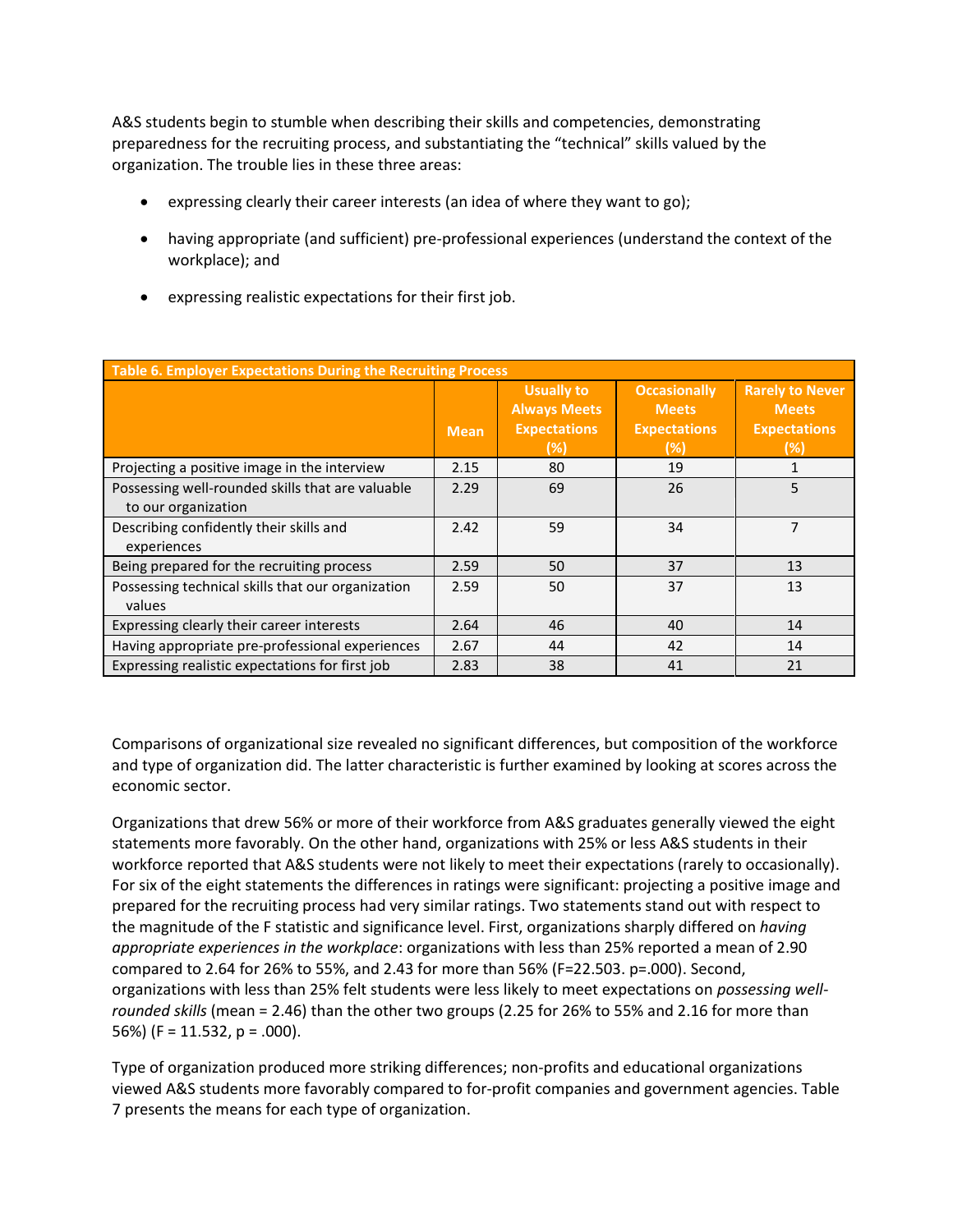A&S students begin to stumble when describing their skills and competencies, demonstrating preparedness for the recruiting process, and substantiating the "technical" skills valued by the organization. The trouble lies in these three areas:

- expressing clearly their career interests (an idea of where they want to go);
- having appropriate (and sufficient) pre-professional experiences (understand the context of the workplace); and
- expressing realistic expectations for their first job.

**Table 6. Employer Expectations During the Recruiting Process**

| | Mean | Usually to Always Meets Expectations (%) | Occasionally Meets Expectations (%) | Rarely to Never Meets Expectations (%) |
|---|---|---|---|---|
| Projecting a positive image in the interview | 2.15 | 80 | 19 | 1 |
| Possessing well-rounded skills that are valuable to our organization | 2.29 | 69 | 26 | 5 |
| Describing confidently their skills and experiences | 2.42 | 59 | 34 | 7 |
| Being prepared for the recruiting process | 2.59 | 50 | 37 | 13 |
| Possessing technical skills that our organization values | 2.59 | 50 | 37 | 13 |
| Expressing clearly their career interests | 2.64 | 46 | 40 | 14 |
| Having appropriate pre-professional experiences | 2.67 | 44 | 42 | 14 |
| Expressing realistic expectations for first job | 2.83 | 38 | 41 | 21 |

Comparisons of organizational size revealed no significant differences, but composition of the workforce and type of organization did. The latter characteristic is further examined by looking at scores across the economic sector.

Organizations that drew 56% or more of their workforce from A&S graduates generally viewed the eight statements more favorably. On the other hand, organizations with 25% or less A&S students in their workforce reported that A&S students were not likely to meet their expectations (rarely to occasionally). For six of the eight statements the differences in ratings were significant: projecting a positive image and prepared for the recruiting process had very similar ratings. Two statements stand out with respect to the magnitude of the F statistic and significance level. First, organizations sharply differed on *having appropriate experiences in the workplace*: organizations with less than 25% reported a mean of 2.90 compared to 2.64 for 26% to 55%, and 2.43 for more than 56% (F=22.503. p=.000). Second, organizations with less than 25% felt students were less likely to meet expectations on *possessing well-rounded skills* (mean = 2.46) than the other two groups (2.25 for 26% to 55% and 2.16 for more than 56%) (F = 11.532, p = .000).

Type of organization produced more striking differences; non-profits and educational organizations viewed A&S students more favorably compared to for-profit companies and government agencies. Table 7 presents the means for each type of organization.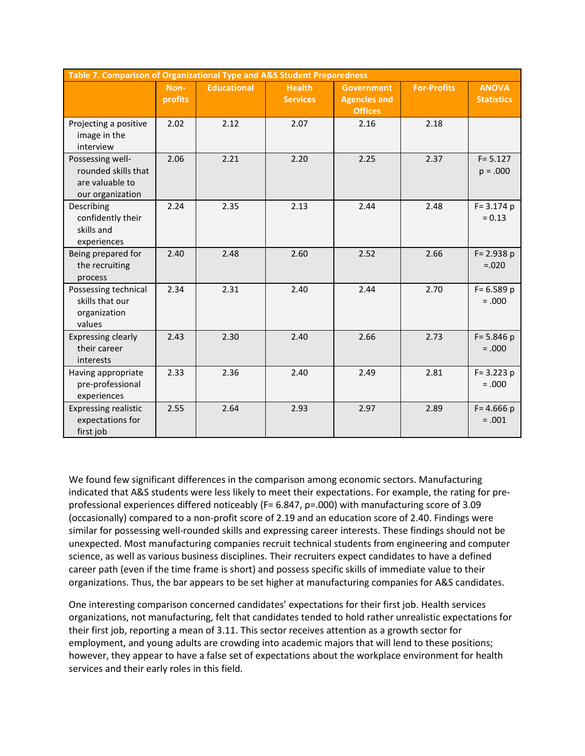| Table 7. Comparison of Organizational Type and A&S Student Preparedness | | | | | | |
|---|---|---|---|---|---|---|
| | Non-profits | Educational | Health Services | Government Agencies and Offices | For-Profits | ANOVA Statistics |
| Projecting a positive image in the interview | 2.02 | 2.12 | 2.07 | 2.16 | 2.18 | |
| Possessing well-rounded skills that are valuable to our organization | 2.06 | 2.21 | 2.20 | 2.25 | 2.37 | F= 5.127 p = .000 |
| Describing confidently their skills and experiences | 2.24 | 2.35 | 2.13 | 2.44 | 2.48 | F= 3.174 p = 0.13 |
| Being prepared for the recruiting process | 2.40 | 2.48 | 2.60 | 2.52 | 2.66 | F= 2.938 p =.020 |
| Possessing technical skills that our organization values | 2.34 | 2.31 | 2.40 | 2.44 | 2.70 | F= 6.589 p = .000 |
| Expressing clearly their career interests | 2.43 | 2.30 | 2.40 | 2.66 | 2.73 | F= 5.846 p = .000 |
| Having appropriate pre-professional experiences | 2.33 | 2.36 | 2.40 | 2.49 | 2.81 | F= 3.223 p = .000 |
| Expressing realistic expectations for first job | 2.55 | 2.64 | 2.93 | 2.97 | 2.89 | F= 4.666 p = .001 |

We found few significant differences in the comparison among economic sectors. Manufacturing indicated that A&S students were less likely to meet their expectations. For example, the rating for pre-professional experiences differed noticeably (F= 6.847, p=.000) with manufacturing score of 3.09 (occasionally) compared to a non-profit score of 2.19 and an education score of 2.40. Findings were similar for possessing well-rounded skills and expressing career interests. These findings should not be unexpected. Most manufacturing companies recruit technical students from engineering and computer science, as well as various business disciplines. Their recruiters expect candidates to have a defined career path (even if the time frame is short) and possess specific skills of immediate value to their organizations. Thus, the bar appears to be set higher at manufacturing companies for A&S candidates.

One interesting comparison concerned candidates' expectations for their first job. Health services organizations, not manufacturing, felt that candidates tended to hold rather unrealistic expectations for their first job, reporting a mean of 3.11. This sector receives attention as a growth sector for employment, and young adults are crowding into academic majors that will lend to these positions; however, they appear to have a false set of expectations about the workplace environment for health services and their early roles in this field.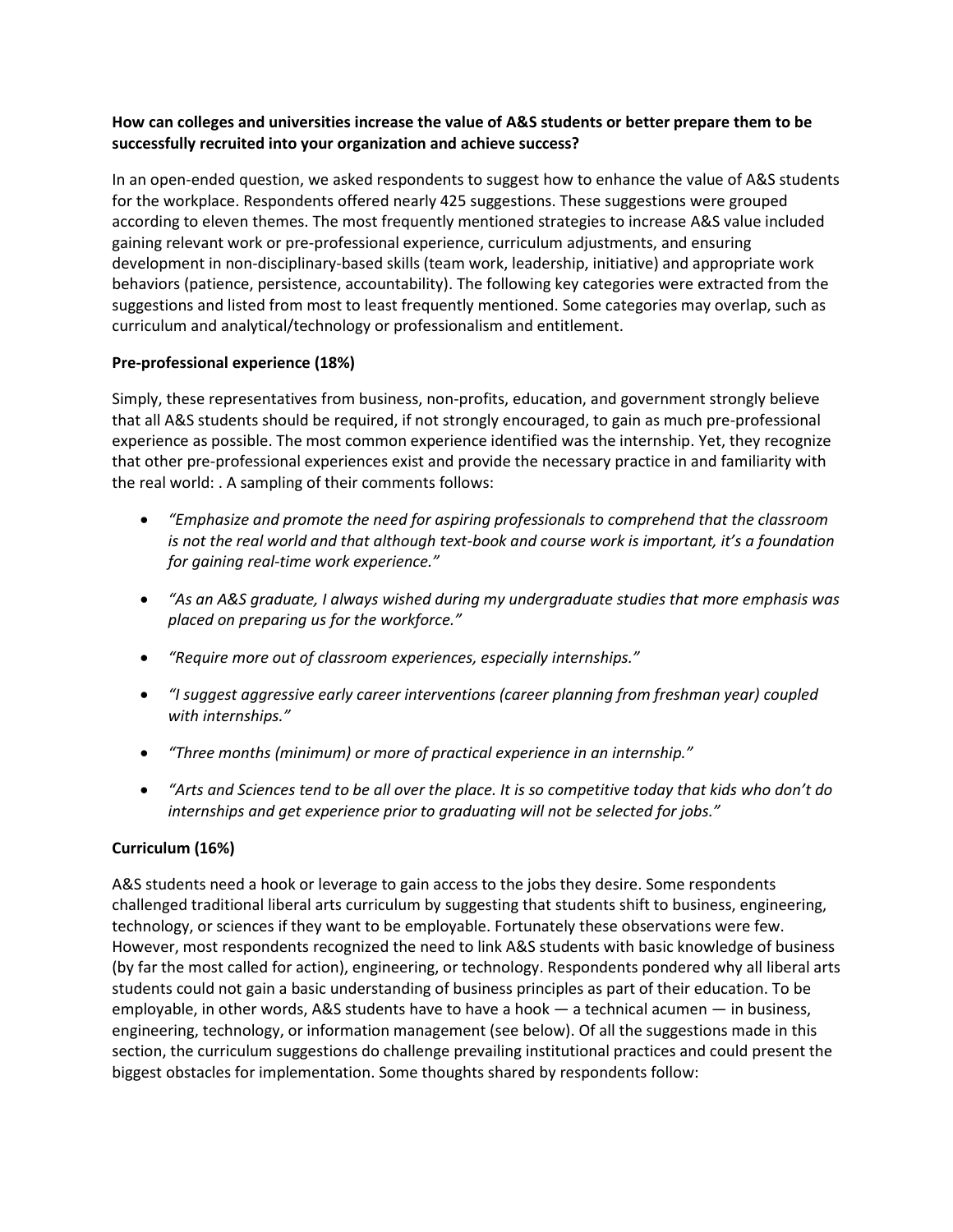**How can colleges and universities increase the value of A&S students or better prepare them to be successfully recruited into your organization and achieve success?**

In an open-ended question, we asked respondents to suggest how to enhance the value of A&S students for the workplace. Respondents offered nearly 425 suggestions. These suggestions were grouped according to eleven themes. The most frequently mentioned strategies to increase A&S value included gaining relevant work or pre-professional experience, curriculum adjustments, and ensuring development in non-disciplinary-based skills (team work, leadership, initiative) and appropriate work behaviors (patience, persistence, accountability). The following key categories were extracted from the suggestions and listed from most to least frequently mentioned. Some categories may overlap, such as curriculum and analytical/technology or professionalism and entitlement.

**Pre-professional experience (18%)**

Simply, these representatives from business, non-profits, education, and government strongly believe that all A&S students should be required, if not strongly encouraged, to gain as much pre-professional experience as possible. The most common experience identified was the internship. Yet, they recognize that other pre-professional experiences exist and provide the necessary practice in and familiarity with the real world: . A sampling of their comments follows:

- *"Emphasize and promote the need for aspiring professionals to comprehend that the classroom is not the real world and that although text-book and course work is important, it's a foundation for gaining real-time work experience."*
- *"As an A&S graduate, I always wished during my undergraduate studies that more emphasis was placed on preparing us for the workforce."*
- *"Require more out of classroom experiences, especially internships."*
- *"I suggest aggressive early career interventions (career planning from freshman year) coupled with internships."*
- *"Three months (minimum) or more of practical experience in an internship."*
- *"Arts and Sciences tend to be all over the place. It is so competitive today that kids who don't do internships and get experience prior to graduating will not be selected for jobs."*

**Curriculum (16%)**

A&S students need a hook or leverage to gain access to the jobs they desire. Some respondents challenged traditional liberal arts curriculum by suggesting that students shift to business, engineering, technology, or sciences if they want to be employable. Fortunately these observations were few. However, most respondents recognized the need to link A&S students with basic knowledge of business (by far the most called for action), engineering, or technology. Respondents pondered why all liberal arts students could not gain a basic understanding of business principles as part of their education. To be employable, in other words, A&S students have to have a hook — a technical acumen — in business, engineering, technology, or information management (see below). Of all the suggestions made in this section, the curriculum suggestions do challenge prevailing institutional practices and could present the biggest obstacles for implementation. Some thoughts shared by respondents follow: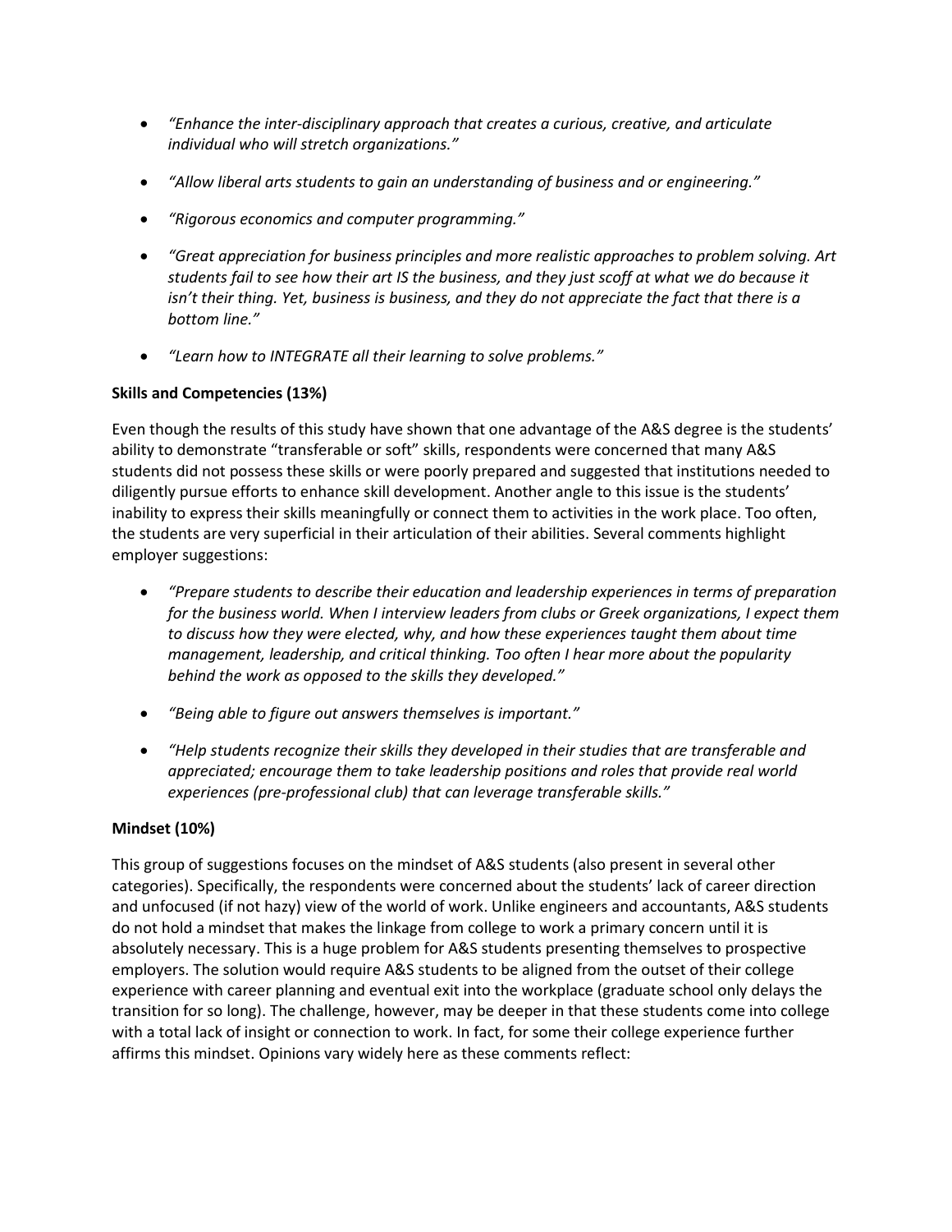- *"Enhance the inter-disciplinary approach that creates a curious, creative, and articulate individual who will stretch organizations."*

- *"Allow liberal arts students to gain an understanding of business and or engineering."*

- *"Rigorous economics and computer programming."*

- *"Great appreciation for business principles and more realistic approaches to problem solving. Art students fail to see how their art IS the business, and they just scoff at what we do because it isn't their thing. Yet, business is business, and they do not appreciate the fact that there is a bottom line."*

- *"Learn how to INTEGRATE all their learning to solve problems."*

**Skills and Competencies (13%)**

Even though the results of this study have shown that one advantage of the A&S degree is the students' ability to demonstrate "transferable or soft" skills, respondents were concerned that many A&S students did not possess these skills or were poorly prepared and suggested that institutions needed to diligently pursue efforts to enhance skill development. Another angle to this issue is the students' inability to express their skills meaningfully or connect them to activities in the work place. Too often, the students are very superficial in their articulation of their abilities. Several comments highlight employer suggestions:

- *"Prepare students to describe their education and leadership experiences in terms of preparation for the business world. When I interview leaders from clubs or Greek organizations, I expect them to discuss how they were elected, why, and how these experiences taught them about time management, leadership, and critical thinking. Too often I hear more about the popularity behind the work as opposed to the skills they developed."*

- *"Being able to figure out answers themselves is important."*

- *"Help students recognize their skills they developed in their studies that are transferable and appreciated; encourage them to take leadership positions and roles that provide real world experiences (pre-professional club) that can leverage transferable skills."*

**Mindset (10%)**

This group of suggestions focuses on the mindset of A&S students (also present in several other categories). Specifically, the respondents were concerned about the students' lack of career direction and unfocused (if not hazy) view of the world of work. Unlike engineers and accountants, A&S students do not hold a mindset that makes the linkage from college to work a primary concern until it is absolutely necessary. This is a huge problem for A&S students presenting themselves to prospective employers. The solution would require A&S students to be aligned from the outset of their college experience with career planning and eventual exit into the workplace (graduate school only delays the transition for so long). The challenge, however, may be deeper in that these students come into college with a total lack of insight or connection to work. In fact, for some their college experience further affirms this mindset. Opinions vary widely here as these comments reflect: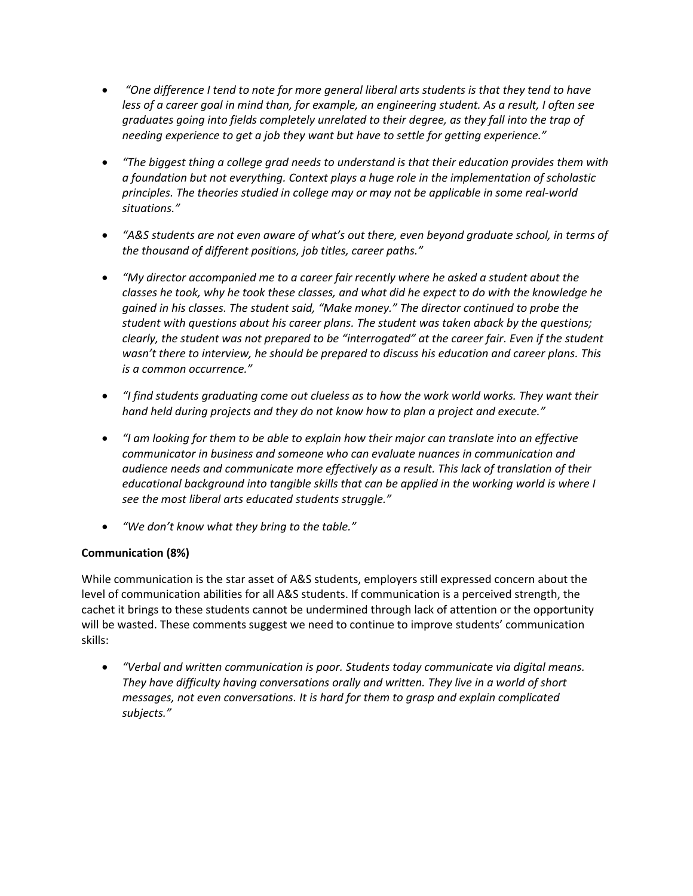- *"One difference I tend to note for more general liberal arts students is that they tend to have less of a career goal in mind than, for example, an engineering student. As a result, I often see graduates going into fields completely unrelated to their degree, as they fall into the trap of needing experience to get a job they want but have to settle for getting experience."*

- *"The biggest thing a college grad needs to understand is that their education provides them with a foundation but not everything. Context plays a huge role in the implementation of scholastic principles. The theories studied in college may or may not be applicable in some real-world situations."*

- *"A&S students are not even aware of what's out there, even beyond graduate school, in terms of the thousand of different positions, job titles, career paths."*

- *"My director accompanied me to a career fair recently where he asked a student about the classes he took, why he took these classes, and what did he expect to do with the knowledge he gained in his classes. The student said, "Make money." The director continued to probe the student with questions about his career plans. The student was taken aback by the questions; clearly, the student was not prepared to be "interrogated" at the career fair. Even if the student wasn't there to interview, he should be prepared to discuss his education and career plans. This is a common occurrence."*

- *"I find students graduating come out clueless as to how the work world works. They want their hand held during projects and they do not know how to plan a project and execute."*

- *"I am looking for them to be able to explain how their major can translate into an effective communicator in business and someone who can evaluate nuances in communication and audience needs and communicate more effectively as a result. This lack of translation of their educational background into tangible skills that can be applied in the working world is where I see the most liberal arts educated students struggle."*

- *"We don't know what they bring to the table."*

**Communication (8%)**

While communication is the star asset of A&S students, employers still expressed concern about the level of communication abilities for all A&S students. If communication is a perceived strength, the cachet it brings to these students cannot be undermined through lack of attention or the opportunity will be wasted. These comments suggest we need to continue to improve students' communication skills:

- *"Verbal and written communication is poor. Students today communicate via digital means. They have difficulty having conversations orally and written. They live in a world of short messages, not even conversations. It is hard for them to grasp and explain complicated subjects."*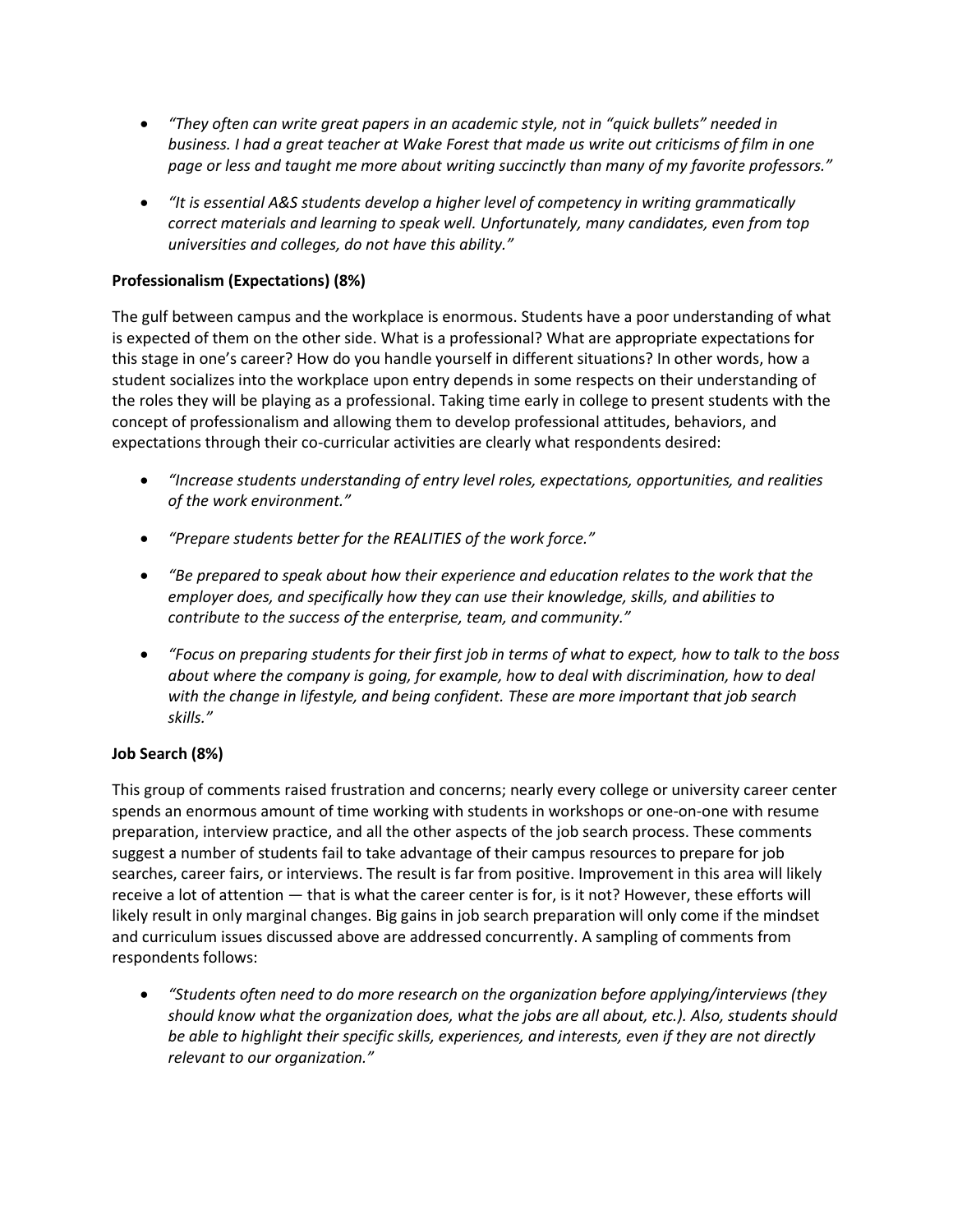- *"They often can write great papers in an academic style, not in "quick bullets" needed in business. I had a great teacher at Wake Forest that made us write out criticisms of film in one page or less and taught me more about writing succinctly than many of my favorite professors."*

- *"It is essential A&S students develop a higher level of competency in writing grammatically correct materials and learning to speak well. Unfortunately, many candidates, even from top universities and colleges, do not have this ability."*

**Professionalism (Expectations) (8%)**

The gulf between campus and the workplace is enormous. Students have a poor understanding of what is expected of them on the other side. What is a professional? What are appropriate expectations for this stage in one's career? How do you handle yourself in different situations? In other words, how a student socializes into the workplace upon entry depends in some respects on their understanding of the roles they will be playing as a professional. Taking time early in college to present students with the concept of professionalism and allowing them to develop professional attitudes, behaviors, and expectations through their co-curricular activities are clearly what respondents desired:

- *"Increase students understanding of entry level roles, expectations, opportunities, and realities of the work environment."*

- *"Prepare students better for the REALITIES of the work force."*

- *"Be prepared to speak about how their experience and education relates to the work that the employer does, and specifically how they can use their knowledge, skills, and abilities to contribute to the success of the enterprise, team, and community."*

- *"Focus on preparing students for their first job in terms of what to expect, how to talk to the boss about where the company is going, for example, how to deal with discrimination, how to deal with the change in lifestyle, and being confident. These are more important that job search skills."*

**Job Search (8%)**

This group of comments raised frustration and concerns; nearly every college or university career center spends an enormous amount of time working with students in workshops or one-on-one with resume preparation, interview practice, and all the other aspects of the job search process. These comments suggest a number of students fail to take advantage of their campus resources to prepare for job searches, career fairs, or interviews. The result is far from positive. Improvement in this area will likely receive a lot of attention — that is what the career center is for, is it not? However, these efforts will likely result in only marginal changes. Big gains in job search preparation will only come if the mindset and curriculum issues discussed above are addressed concurrently. A sampling of comments from respondents follows:

- *"Students often need to do more research on the organization before applying/interviews (they should know what the organization does, what the jobs are all about, etc.). Also, students should be able to highlight their specific skills, experiences, and interests, even if they are not directly relevant to our organization."*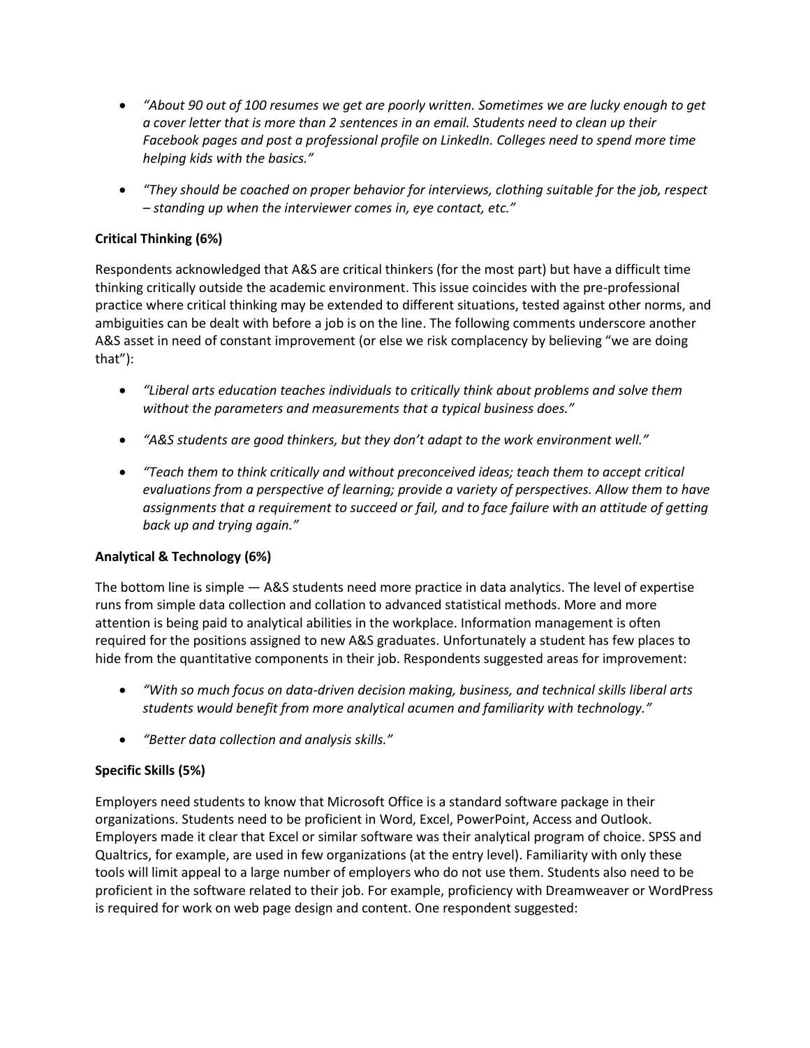- *"About 90 out of 100 resumes we get are poorly written. Sometimes we are lucky enough to get a cover letter that is more than 2 sentences in an email. Students need to clean up their Facebook pages and post a professional profile on LinkedIn. Colleges need to spend more time helping kids with the basics."*
- *"They should be coached on proper behavior for interviews, clothing suitable for the job, respect – standing up when the interviewer comes in, eye contact, etc."*

**Critical Thinking (6%)**

Respondents acknowledged that A&S are critical thinkers (for the most part) but have a difficult time thinking critically outside the academic environment. This issue coincides with the pre-professional practice where critical thinking may be extended to different situations, tested against other norms, and ambiguities can be dealt with before a job is on the line. The following comments underscore another A&S asset in need of constant improvement (or else we risk complacency by believing "we are doing that"):

- *"Liberal arts education teaches individuals to critically think about problems and solve them without the parameters and measurements that a typical business does."*
- *"A&S students are good thinkers, but they don't adapt to the work environment well."*
- *"Teach them to think critically and without preconceived ideas; teach them to accept critical evaluations from a perspective of learning; provide a variety of perspectives. Allow them to have assignments that a requirement to succeed or fail, and to face failure with an attitude of getting back up and trying again."*

**Analytical & Technology (6%)**

The bottom line is simple — A&S students need more practice in data analytics. The level of expertise runs from simple data collection and collation to advanced statistical methods. More and more attention is being paid to analytical abilities in the workplace. Information management is often required for the positions assigned to new A&S graduates. Unfortunately a student has few places to hide from the quantitative components in their job. Respondents suggested areas for improvement:

- *"With so much focus on data-driven decision making, business, and technical skills liberal arts students would benefit from more analytical acumen and familiarity with technology."*
- *"Better data collection and analysis skills."*

**Specific Skills (5%)**

Employers need students to know that Microsoft Office is a standard software package in their organizations. Students need to be proficient in Word, Excel, PowerPoint, Access and Outlook. Employers made it clear that Excel or similar software was their analytical program of choice. SPSS and Qualtrics, for example, are used in few organizations (at the entry level). Familiarity with only these tools will limit appeal to a large number of employers who do not use them. Students also need to be proficient in the software related to their job. For example, proficiency with Dreamweaver or WordPress is required for work on web page design and content. One respondent suggested: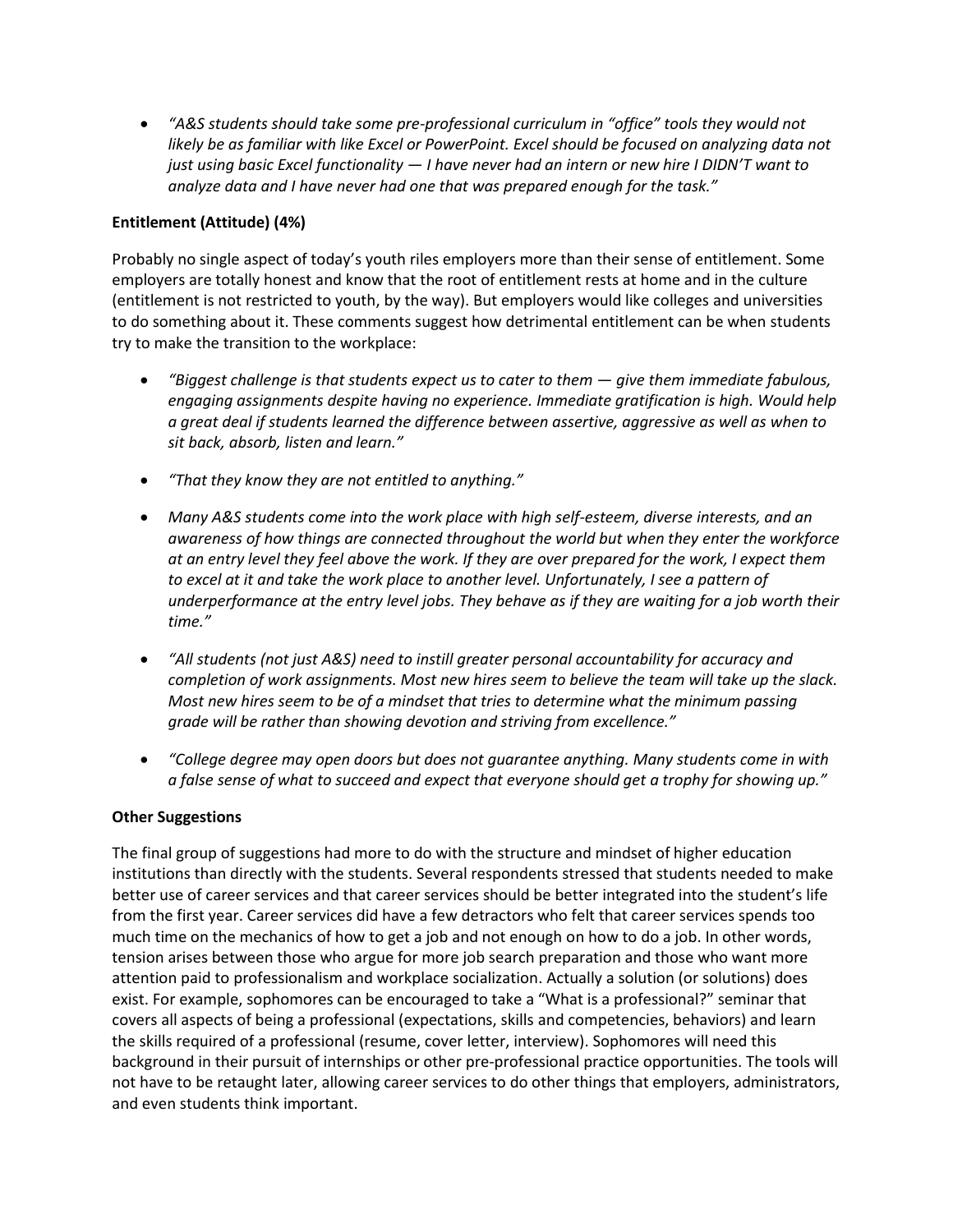- *"A&S students should take some pre-professional curriculum in "office" tools they would not likely be as familiar with like Excel or PowerPoint. Excel should be focused on analyzing data not just using basic Excel functionality — I have never had an intern or new hire I DIDN'T want to analyze data and I have never had one that was prepared enough for the task."*

**Entitlement (Attitude) (4%)**

Probably no single aspect of today's youth riles employers more than their sense of entitlement. Some employers are totally honest and know that the root of entitlement rests at home and in the culture (entitlement is not restricted to youth, by the way). But employers would like colleges and universities to do something about it. These comments suggest how detrimental entitlement can be when students try to make the transition to the workplace:

- *"Biggest challenge is that students expect us to cater to them — give them immediate fabulous, engaging assignments despite having no experience. Immediate gratification is high. Would help a great deal if students learned the difference between assertive, aggressive as well as when to sit back, absorb, listen and learn."*
- *"That they know they are not entitled to anything."*
- *Many A&S students come into the work place with high self-esteem, diverse interests, and an awareness of how things are connected throughout the world but when they enter the workforce at an entry level they feel above the work. If they are over prepared for the work, I expect them to excel at it and take the work place to another level. Unfortunately, I see a pattern of underperformance at the entry level jobs. They behave as if they are waiting for a job worth their time."*
- *"All students (not just A&S) need to instill greater personal accountability for accuracy and completion of work assignments. Most new hires seem to believe the team will take up the slack. Most new hires seem to be of a mindset that tries to determine what the minimum passing grade will be rather than showing devotion and striving from excellence."*
- *"College degree may open doors but does not guarantee anything. Many students come in with a false sense of what to succeed and expect that everyone should get a trophy for showing up."*

**Other Suggestions**

The final group of suggestions had more to do with the structure and mindset of higher education institutions than directly with the students. Several respondents stressed that students needed to make better use of career services and that career services should be better integrated into the student's life from the first year. Career services did have a few detractors who felt that career services spends too much time on the mechanics of how to get a job and not enough on how to do a job. In other words, tension arises between those who argue for more job search preparation and those who want more attention paid to professionalism and workplace socialization. Actually a solution (or solutions) does exist. For example, sophomores can be encouraged to take a "What is a professional?" seminar that covers all aspects of being a professional (expectations, skills and competencies, behaviors) and learn the skills required of a professional (resume, cover letter, interview). Sophomores will need this background in their pursuit of internships or other pre-professional practice opportunities. The tools will not have to be retaught later, allowing career services to do other things that employers, administrators, and even students think important.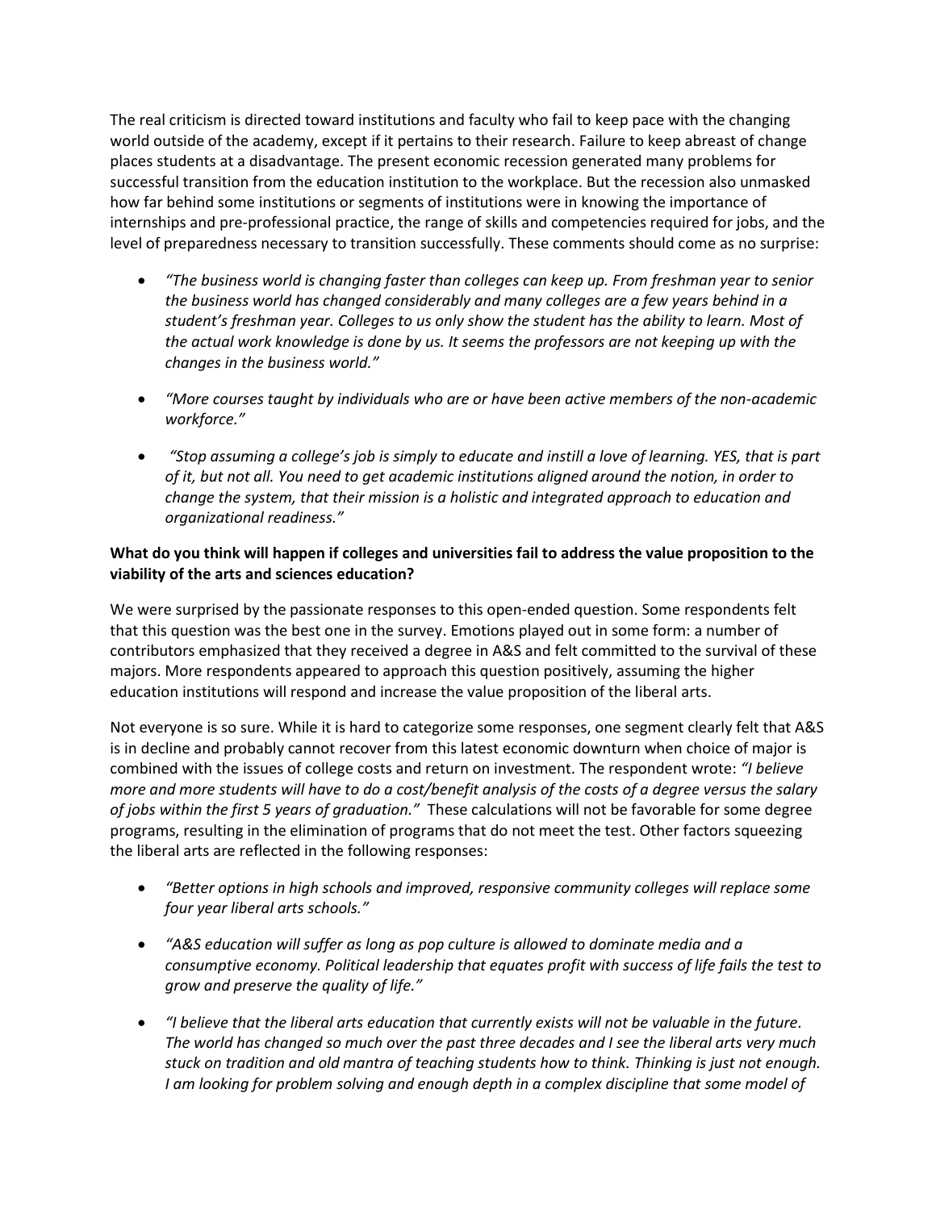The real criticism is directed toward institutions and faculty who fail to keep pace with the changing world outside of the academy, except if it pertains to their research. Failure to keep abreast of change places students at a disadvantage. The present economic recession generated many problems for successful transition from the education institution to the workplace. But the recession also unmasked how far behind some institutions or segments of institutions were in knowing the importance of internships and pre-professional practice, the range of skills and competencies required for jobs, and the level of preparedness necessary to transition successfully. These comments should come as no surprise:

- *"The business world is changing faster than colleges can keep up. From freshman year to senior the business world has changed considerably and many colleges are a few years behind in a student's freshman year. Colleges to us only show the student has the ability to learn. Most of the actual work knowledge is done by us. It seems the professors are not keeping up with the changes in the business world."*

- *"More courses taught by individuals who are or have been active members of the non-academic workforce."*

- *"Stop assuming a college's job is simply to educate and instill a love of learning. YES, that is part of it, but not all. You need to get academic institutions aligned around the notion, in order to change the system, that their mission is a holistic and integrated approach to education and organizational readiness."*

**What do you think will happen if colleges and universities fail to address the value proposition to the viability of the arts and sciences education?**

We were surprised by the passionate responses to this open-ended question. Some respondents felt that this question was the best one in the survey. Emotions played out in some form: a number of contributors emphasized that they received a degree in A&S and felt committed to the survival of these majors. More respondents appeared to approach this question positively, assuming the higher education institutions will respond and increase the value proposition of the liberal arts.

Not everyone is so sure. While it is hard to categorize some responses, one segment clearly felt that A&S is in decline and probably cannot recover from this latest economic downturn when choice of major is combined with the issues of college costs and return on investment. The respondent wrote: *"I believe more and more students will have to do a cost/benefit analysis of the costs of a degree versus the salary of jobs within the first 5 years of graduation."* These calculations will not be favorable for some degree programs, resulting in the elimination of programs that do not meet the test. Other factors squeezing the liberal arts are reflected in the following responses:

- *"Better options in high schools and improved, responsive community colleges will replace some four year liberal arts schools."*

- *"A&S education will suffer as long as pop culture is allowed to dominate media and a consumptive economy. Political leadership that equates profit with success of life fails the test to grow and preserve the quality of life."*

- *"I believe that the liberal arts education that currently exists will not be valuable in the future. The world has changed so much over the past three decades and I see the liberal arts very much stuck on tradition and old mantra of teaching students how to think. Thinking is just not enough. I am looking for problem solving and enough depth in a complex discipline that some model of*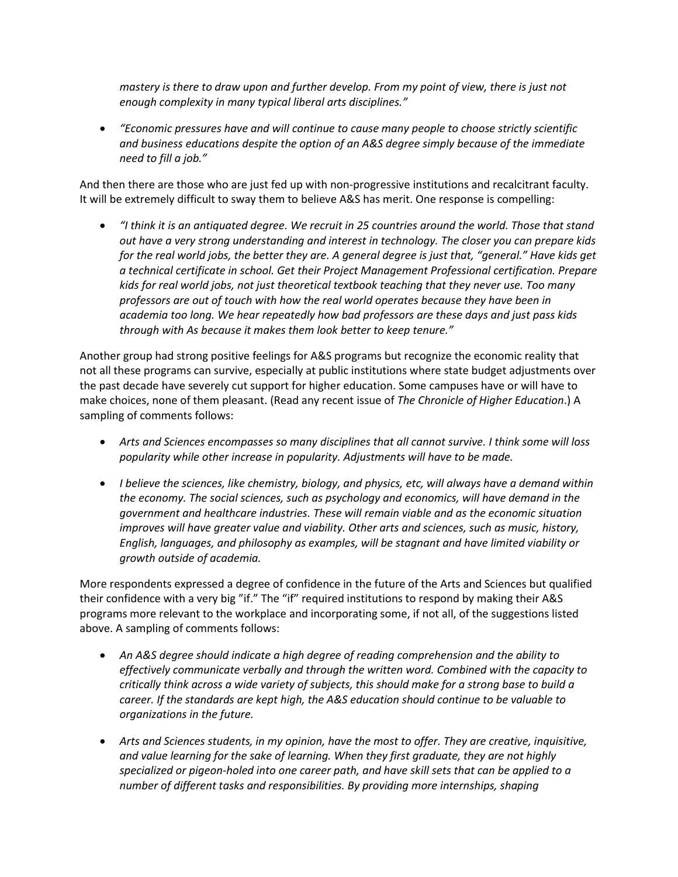*mastery is there to draw upon and further develop. From my point of view, there is just not enough complexity in many typical liberal arts disciplines."*

- *"Economic pressures have and will continue to cause many people to choose strictly scientific and business educations despite the option of an A&S degree simply because of the immediate need to fill a job."*

And then there are those who are just fed up with non-progressive institutions and recalcitrant faculty. It will be extremely difficult to sway them to believe A&S has merit. One response is compelling:

- *"I think it is an antiquated degree. We recruit in 25 countries around the world. Those that stand out have a very strong understanding and interest in technology. The closer you can prepare kids for the real world jobs, the better they are. A general degree is just that, "general." Have kids get a technical certificate in school. Get their Project Management Professional certification. Prepare kids for real world jobs, not just theoretical textbook teaching that they never use. Too many professors are out of touch with how the real world operates because they have been in academia too long. We hear repeatedly how bad professors are these days and just pass kids through with As because it makes them look better to keep tenure."*

Another group had strong positive feelings for A&S programs but recognize the economic reality that not all these programs can survive, especially at public institutions where state budget adjustments over the past decade have severely cut support for higher education. Some campuses have or will have to make choices, none of them pleasant. (Read any recent issue of *The Chronicle of Higher Education*.) A sampling of comments follows:

- *Arts and Sciences encompasses so many disciplines that all cannot survive. I think some will loss popularity while other increase in popularity. Adjustments will have to be made.*

- *I believe the sciences, like chemistry, biology, and physics, etc, will always have a demand within the economy. The social sciences, such as psychology and economics, will have demand in the government and healthcare industries. These will remain viable and as the economic situation improves will have greater value and viability. Other arts and sciences, such as music, history, English, languages, and philosophy as examples, will be stagnant and have limited viability or growth outside of academia.*

More respondents expressed a degree of confidence in the future of the Arts and Sciences but qualified their confidence with a very big "if." The "if" required institutions to respond by making their A&S programs more relevant to the workplace and incorporating some, if not all, of the suggestions listed above. A sampling of comments follows:

- *An A&S degree should indicate a high degree of reading comprehension and the ability to effectively communicate verbally and through the written word. Combined with the capacity to critically think across a wide variety of subjects, this should make for a strong base to build a career. If the standards are kept high, the A&S education should continue to be valuable to organizations in the future.*

- *Arts and Sciences students, in my opinion, have the most to offer. They are creative, inquisitive, and value learning for the sake of learning. When they first graduate, they are not highly specialized or pigeon-holed into one career path, and have skill sets that can be applied to a number of different tasks and responsibilities. By providing more internships, shaping*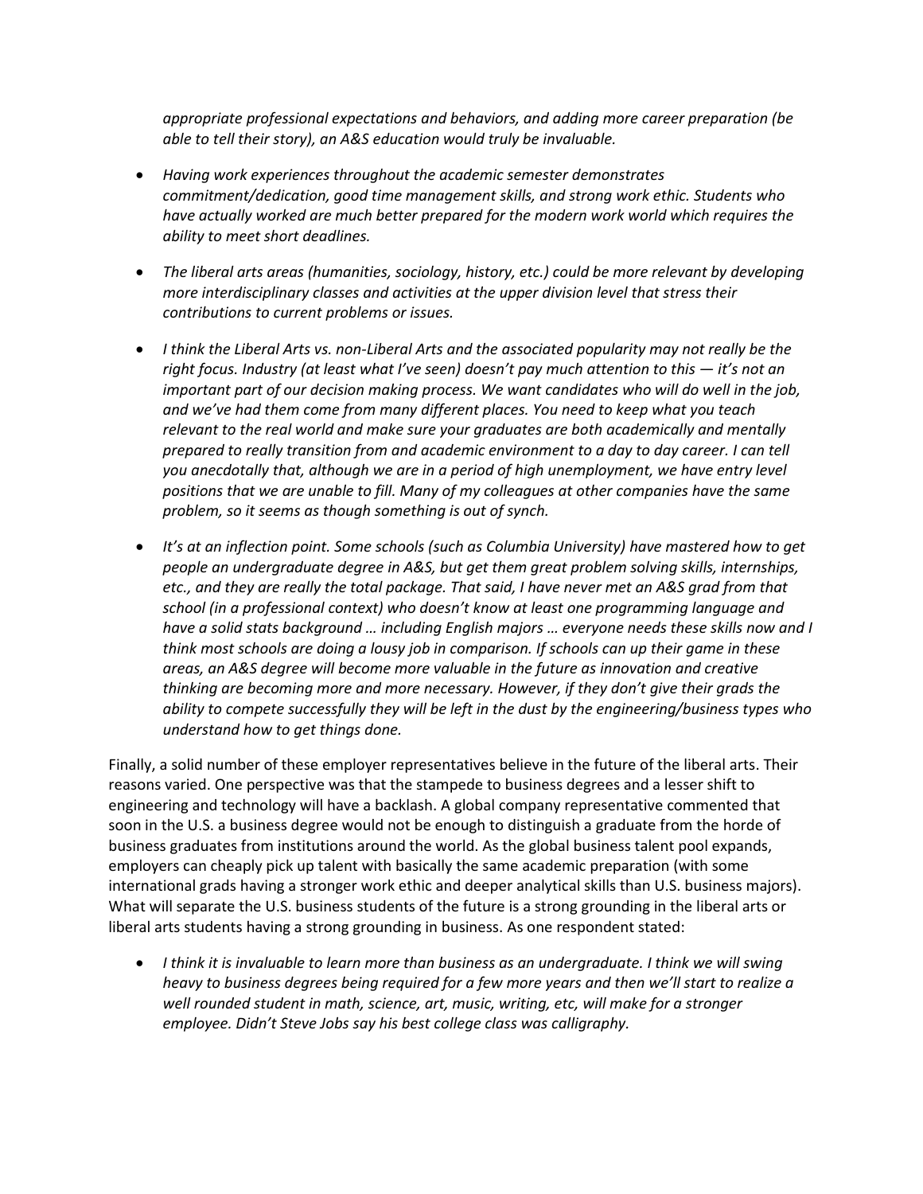*appropriate professional expectations and behaviors, and adding more career preparation (be able to tell their story), an A&S education would truly be invaluable.*

- *Having work experiences throughout the academic semester demonstrates commitment/dedication, good time management skills, and strong work ethic. Students who have actually worked are much better prepared for the modern work world which requires the ability to meet short deadlines.*

- *The liberal arts areas (humanities, sociology, history, etc.) could be more relevant by developing more interdisciplinary classes and activities at the upper division level that stress their contributions to current problems or issues.*

- *I think the Liberal Arts vs. non-Liberal Arts and the associated popularity may not really be the right focus. Industry (at least what I've seen) doesn't pay much attention to this — it's not an important part of our decision making process. We want candidates who will do well in the job, and we've had them come from many different places. You need to keep what you teach relevant to the real world and make sure your graduates are both academically and mentally prepared to really transition from and academic environment to a day to day career. I can tell you anecdotally that, although we are in a period of high unemployment, we have entry level positions that we are unable to fill. Many of my colleagues at other companies have the same problem, so it seems as though something is out of synch.*

- *It's at an inflection point. Some schools (such as Columbia University) have mastered how to get people an undergraduate degree in A&S, but get them great problem solving skills, internships, etc., and they are really the total package. That said, I have never met an A&S grad from that school (in a professional context) who doesn't know at least one programming language and have a solid stats background … including English majors … everyone needs these skills now and I think most schools are doing a lousy job in comparison. If schools can up their game in these areas, an A&S degree will become more valuable in the future as innovation and creative thinking are becoming more and more necessary. However, if they don't give their grads the ability to compete successfully they will be left in the dust by the engineering/business types who understand how to get things done.*

Finally, a solid number of these employer representatives believe in the future of the liberal arts. Their reasons varied. One perspective was that the stampede to business degrees and a lesser shift to engineering and technology will have a backlash. A global company representative commented that soon in the U.S. a business degree would not be enough to distinguish a graduate from the horde of business graduates from institutions around the world. As the global business talent pool expands, employers can cheaply pick up talent with basically the same academic preparation (with some international grads having a stronger work ethic and deeper analytical skills than U.S. business majors). What will separate the U.S. business students of the future is a strong grounding in the liberal arts or liberal arts students having a strong grounding in business. As one respondent stated:

- *I think it is invaluable to learn more than business as an undergraduate. I think we will swing heavy to business degrees being required for a few more years and then we'll start to realize a well rounded student in math, science, art, music, writing, etc, will make for a stronger employee. Didn't Steve Jobs say his best college class was calligraphy.*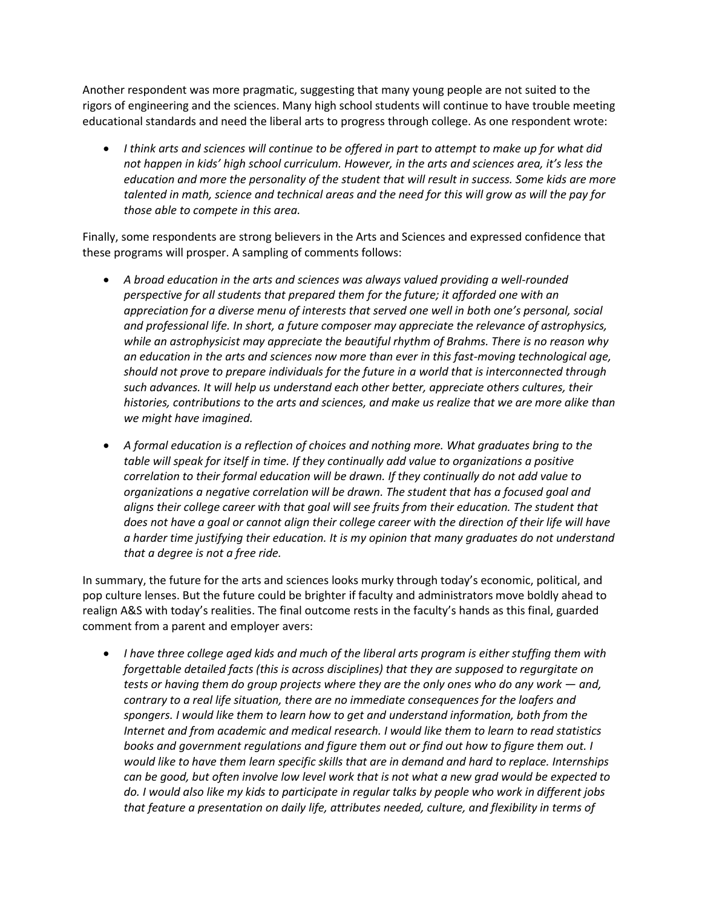Another respondent was more pragmatic, suggesting that many young people are not suited to the rigors of engineering and the sciences. Many high school students will continue to have trouble meeting educational standards and need the liberal arts to progress through college. As one respondent wrote:

- *I think arts and sciences will continue to be offered in part to attempt to make up for what did not happen in kids' high school curriculum. However, in the arts and sciences area, it's less the education and more the personality of the student that will result in success. Some kids are more talented in math, science and technical areas and the need for this will grow as will the pay for those able to compete in this area.*

Finally, some respondents are strong believers in the Arts and Sciences and expressed confidence that these programs will prosper. A sampling of comments follows:

- *A broad education in the arts and sciences was always valued providing a well-rounded perspective for all students that prepared them for the future; it afforded one with an appreciation for a diverse menu of interests that served one well in both one's personal, social and professional life. In short, a future composer may appreciate the relevance of astrophysics, while an astrophysicist may appreciate the beautiful rhythm of Brahms. There is no reason why an education in the arts and sciences now more than ever in this fast-moving technological age, should not prove to prepare individuals for the future in a world that is interconnected through such advances. It will help us understand each other better, appreciate others cultures, their histories, contributions to the arts and sciences, and make us realize that we are more alike than we might have imagined.*

- *A formal education is a reflection of choices and nothing more. What graduates bring to the table will speak for itself in time. If they continually add value to organizations a positive correlation to their formal education will be drawn. If they continually do not add value to organizations a negative correlation will be drawn. The student that has a focused goal and aligns their college career with that goal will see fruits from their education. The student that does not have a goal or cannot align their college career with the direction of their life will have a harder time justifying their education. It is my opinion that many graduates do not understand that a degree is not a free ride.*

In summary, the future for the arts and sciences looks murky through today's economic, political, and pop culture lenses. But the future could be brighter if faculty and administrators move boldly ahead to realign A&S with today's realities. The final outcome rests in the faculty's hands as this final, guarded comment from a parent and employer avers:

- *I have three college aged kids and much of the liberal arts program is either stuffing them with forgettable detailed facts (this is across disciplines) that they are supposed to regurgitate on tests or having them do group projects where they are the only ones who do any work — and, contrary to a real life situation, there are no immediate consequences for the loafers and spongers. I would like them to learn how to get and understand information, both from the Internet and from academic and medical research. I would like them to learn to read statistics books and government regulations and figure them out or find out how to figure them out. I would like to have them learn specific skills that are in demand and hard to replace. Internships can be good, but often involve low level work that is not what a new grad would be expected to do. I would also like my kids to participate in regular talks by people who work in different jobs that feature a presentation on daily life, attributes needed, culture, and flexibility in terms of*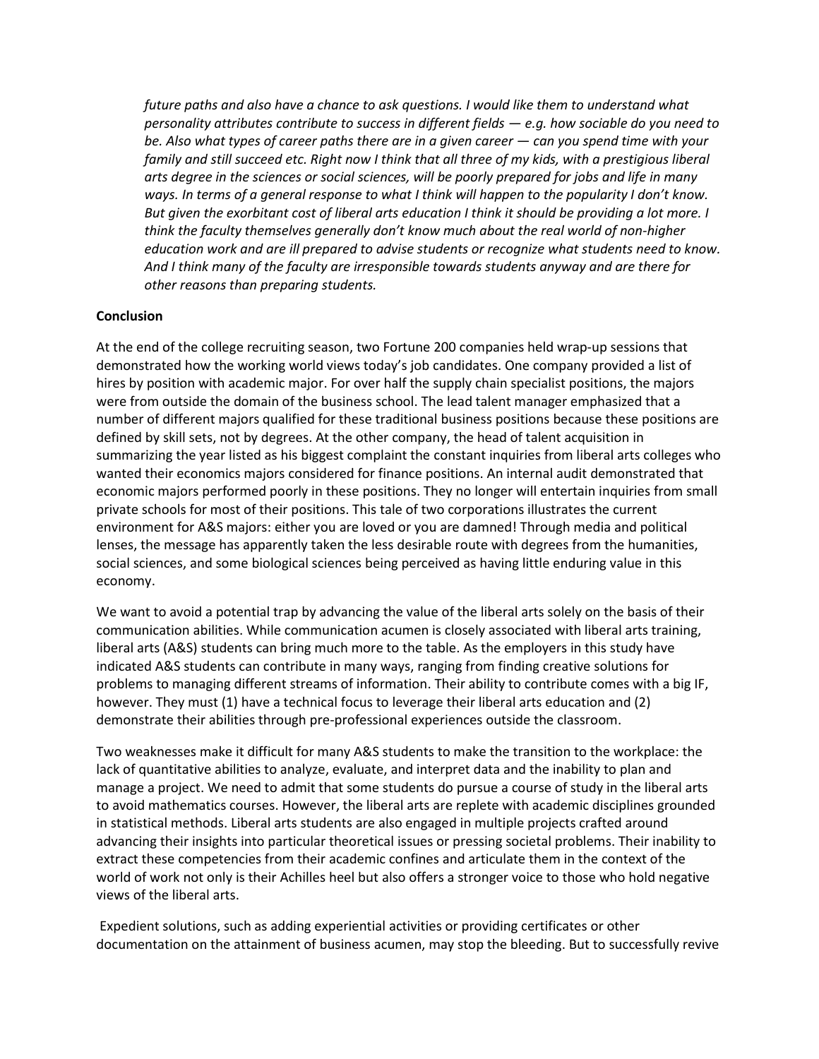*future paths and also have a chance to ask questions. I would like them to understand what personality attributes contribute to success in different fields — e.g. how sociable do you need to be. Also what types of career paths there are in a given career — can you spend time with your family and still succeed etc. Right now I think that all three of my kids, with a prestigious liberal arts degree in the sciences or social sciences, will be poorly prepared for jobs and life in many ways. In terms of a general response to what I think will happen to the popularity I don't know. But given the exorbitant cost of liberal arts education I think it should be providing a lot more. I think the faculty themselves generally don't know much about the real world of non-higher education work and are ill prepared to advise students or recognize what students need to know. And I think many of the faculty are irresponsible towards students anyway and are there for other reasons than preparing students.*

## Conclusion

At the end of the college recruiting season, two Fortune 200 companies held wrap-up sessions that demonstrated how the working world views today's job candidates. One company provided a list of hires by position with academic major. For over half the supply chain specialist positions, the majors were from outside the domain of the business school. The lead talent manager emphasized that a number of different majors qualified for these traditional business positions because these positions are defined by skill sets, not by degrees. At the other company, the head of talent acquisition in summarizing the year listed as his biggest complaint the constant inquiries from liberal arts colleges who wanted their economics majors considered for finance positions. An internal audit demonstrated that economic majors performed poorly in these positions. They no longer will entertain inquiries from small private schools for most of their positions. This tale of two corporations illustrates the current environment for A&S majors: either you are loved or you are damned! Through media and political lenses, the message has apparently taken the less desirable route with degrees from the humanities, social sciences, and some biological sciences being perceived as having little enduring value in this economy.

We want to avoid a potential trap by advancing the value of the liberal arts solely on the basis of their communication abilities. While communication acumen is closely associated with liberal arts training, liberal arts (A&S) students can bring much more to the table. As the employers in this study have indicated A&S students can contribute in many ways, ranging from finding creative solutions for problems to managing different streams of information. Their ability to contribute comes with a big IF, however. They must (1) have a technical focus to leverage their liberal arts education and (2) demonstrate their abilities through pre-professional experiences outside the classroom.

Two weaknesses make it difficult for many A&S students to make the transition to the workplace: the lack of quantitative abilities to analyze, evaluate, and interpret data and the inability to plan and manage a project. We need to admit that some students do pursue a course of study in the liberal arts to avoid mathematics courses. However, the liberal arts are replete with academic disciplines grounded in statistical methods. Liberal arts students are also engaged in multiple projects crafted around advancing their insights into particular theoretical issues or pressing societal problems. Their inability to extract these competencies from their academic confines and articulate them in the context of the world of work not only is their Achilles heel but also offers a stronger voice to those who hold negative views of the liberal arts.

Expedient solutions, such as adding experiential activities or providing certificates or other documentation on the attainment of business acumen, may stop the bleeding. But to successfully revive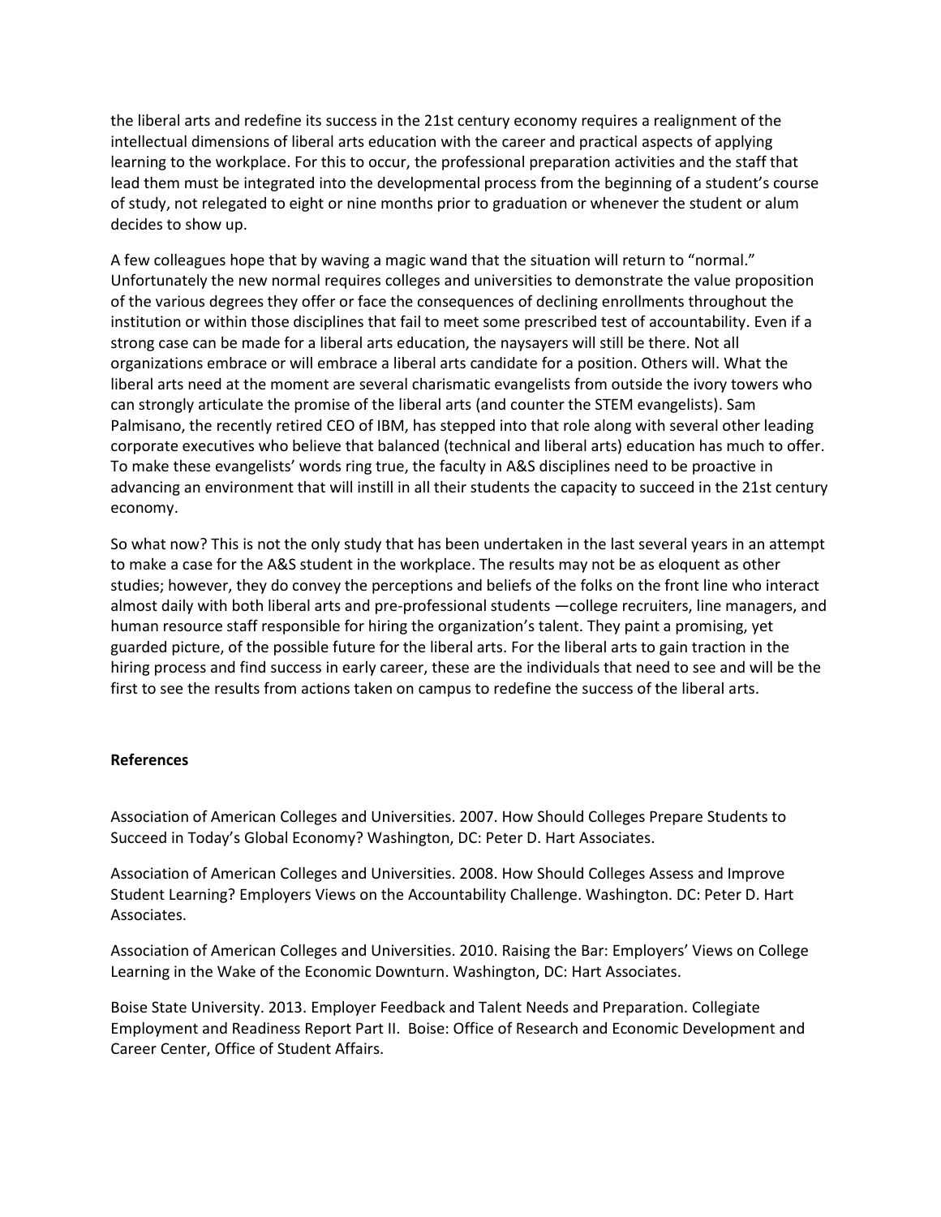the liberal arts and redefine its success in the 21st century economy requires a realignment of the intellectual dimensions of liberal arts education with the career and practical aspects of applying learning to the workplace. For this to occur, the professional preparation activities and the staff that lead them must be integrated into the developmental process from the beginning of a student's course of study, not relegated to eight or nine months prior to graduation or whenever the student or alum decides to show up.

A few colleagues hope that by waving a magic wand that the situation will return to "normal." Unfortunately the new normal requires colleges and universities to demonstrate the value proposition of the various degrees they offer or face the consequences of declining enrollments throughout the institution or within those disciplines that fail to meet some prescribed test of accountability. Even if a strong case can be made for a liberal arts education, the naysayers will still be there. Not all organizations embrace or will embrace a liberal arts candidate for a position. Others will. What the liberal arts need at the moment are several charismatic evangelists from outside the ivory towers who can strongly articulate the promise of the liberal arts (and counter the STEM evangelists). Sam Palmisano, the recently retired CEO of IBM, has stepped into that role along with several other leading corporate executives who believe that balanced (technical and liberal arts) education has much to offer. To make these evangelists' words ring true, the faculty in A&S disciplines need to be proactive in advancing an environment that will instill in all their students the capacity to succeed in the 21st century economy.

So what now? This is not the only study that has been undertaken in the last several years in an attempt to make a case for the A&S student in the workplace. The results may not be as eloquent as other studies; however, they do convey the perceptions and beliefs of the folks on the front line who interact almost daily with both liberal arts and pre-professional students —college recruiters, line managers, and human resource staff responsible for hiring the organization's talent. They paint a promising, yet guarded picture, of the possible future for the liberal arts. For the liberal arts to gain traction in the hiring process and find success in early career, these are the individuals that need to see and will be the first to see the results from actions taken on campus to redefine the success of the liberal arts.

**References**

Association of American Colleges and Universities. 2007. How Should Colleges Prepare Students to Succeed in Today's Global Economy? Washington, DC: Peter D. Hart Associates.

Association of American Colleges and Universities. 2008. How Should Colleges Assess and Improve Student Learning? Employers Views on the Accountability Challenge. Washington. DC: Peter D. Hart Associates.

Association of American Colleges and Universities. 2010. Raising the Bar: Employers' Views on College Learning in the Wake of the Economic Downturn. Washington, DC: Hart Associates.

Boise State University. 2013. Employer Feedback and Talent Needs and Preparation. Collegiate Employment and Readiness Report Part II. Boise: Office of Research and Economic Development and Career Center, Office of Student Affairs.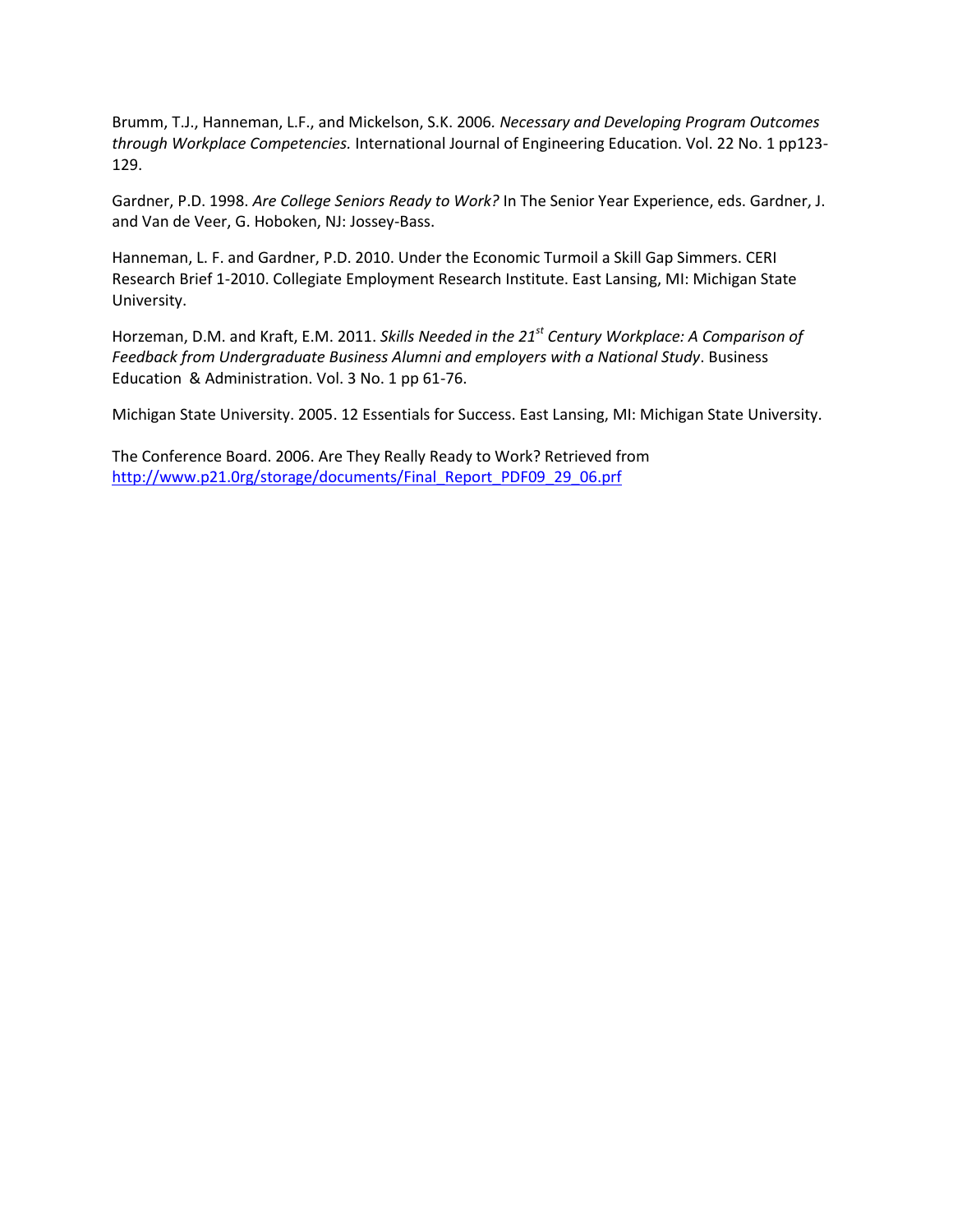Brumm, T.J., Hanneman, L.F., and Mickelson, S.K. 2006. *Necessary and Developing Program Outcomes through Workplace Competencies.* International Journal of Engineering Education. Vol. 22 No. 1 pp123-129.

Gardner, P.D. 1998. *Are College Seniors Ready to Work?* In The Senior Year Experience, eds. Gardner, J. and Van de Veer, G. Hoboken, NJ: Jossey-Bass.

Hanneman, L. F. and Gardner, P.D. 2010. Under the Economic Turmoil a Skill Gap Simmers. CERI Research Brief 1-2010. Collegiate Employment Research Institute. East Lansing, MI: Michigan State University.

Horzeman, D.M. and Kraft, E.M. 2011. *Skills Needed in the 21st Century Workplace: A Comparison of Feedback from Undergraduate Business Alumni and employers with a National Study*. Business Education & Administration. Vol. 3 No. 1 pp 61-76.

Michigan State University. 2005. 12 Essentials for Success. East Lansing, MI: Michigan State University.

The Conference Board. 2006. Are They Really Ready to Work? Retrieved from http://www.p21.0rg/storage/documents/Final_Report_PDF09_29_06.prf